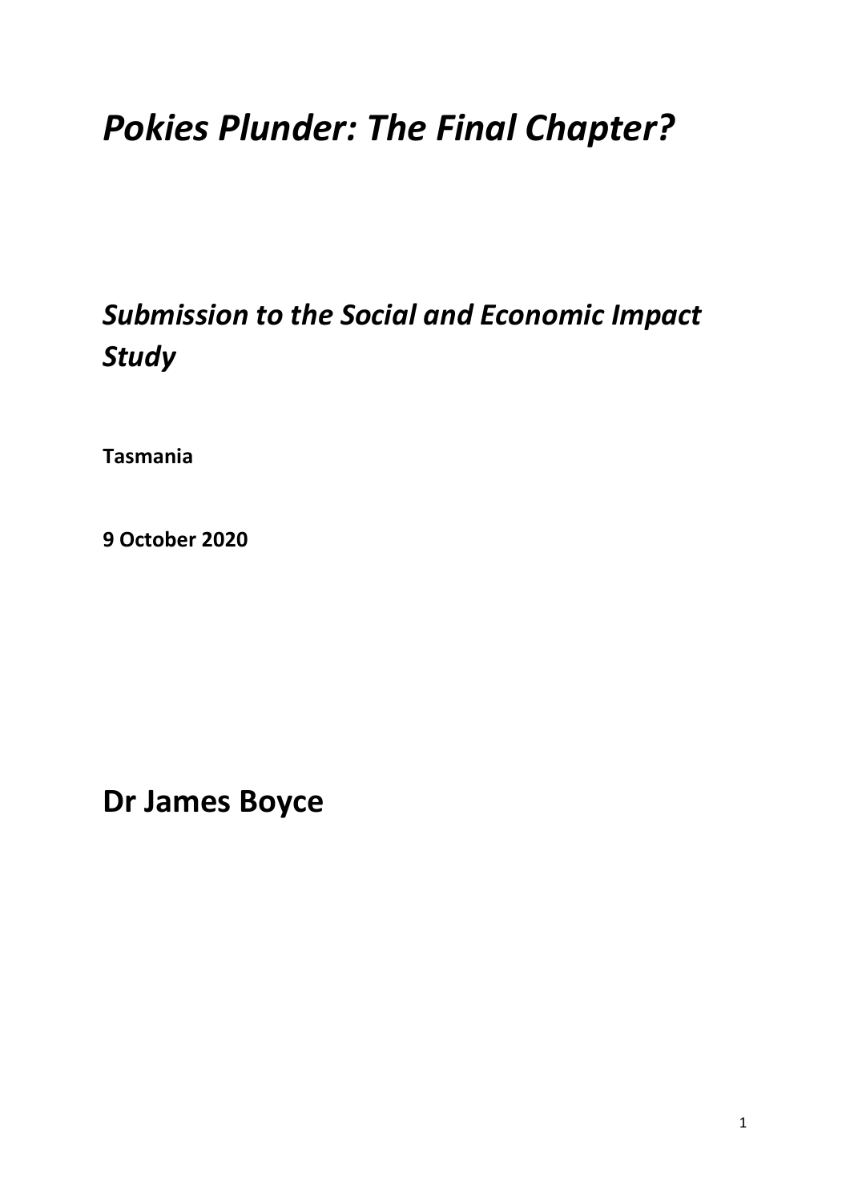# *Pokies Plunder: The Final Chapter?*

## *Submission to the Social and Economic Impact Study*

**Tasmania**

**9 October 2020**

# Dr James Boyce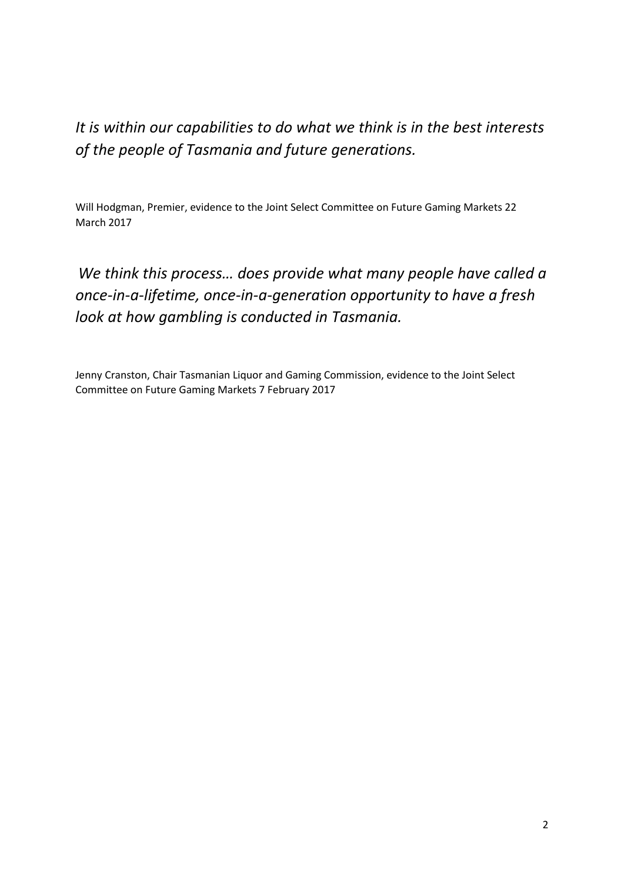*It is within our capabilities to do what we think is in the best interests of the people of Tasmania and future generations.*

Will Hodgman, Premier, evidence to the Joint Select Committee on Future Gaming Markets 22 March 2017

*We think this process… does provide what many people have called a once-in-a-lifetime, once-in-a-generation opportunity to have a fresh look at how gambling is conducted in Tasmania.*

Jenny Cranston, Chair Tasmanian Liquor and Gaming Commission, evidence to the Joint Select Committee on Future Gaming Markets 7 February 2017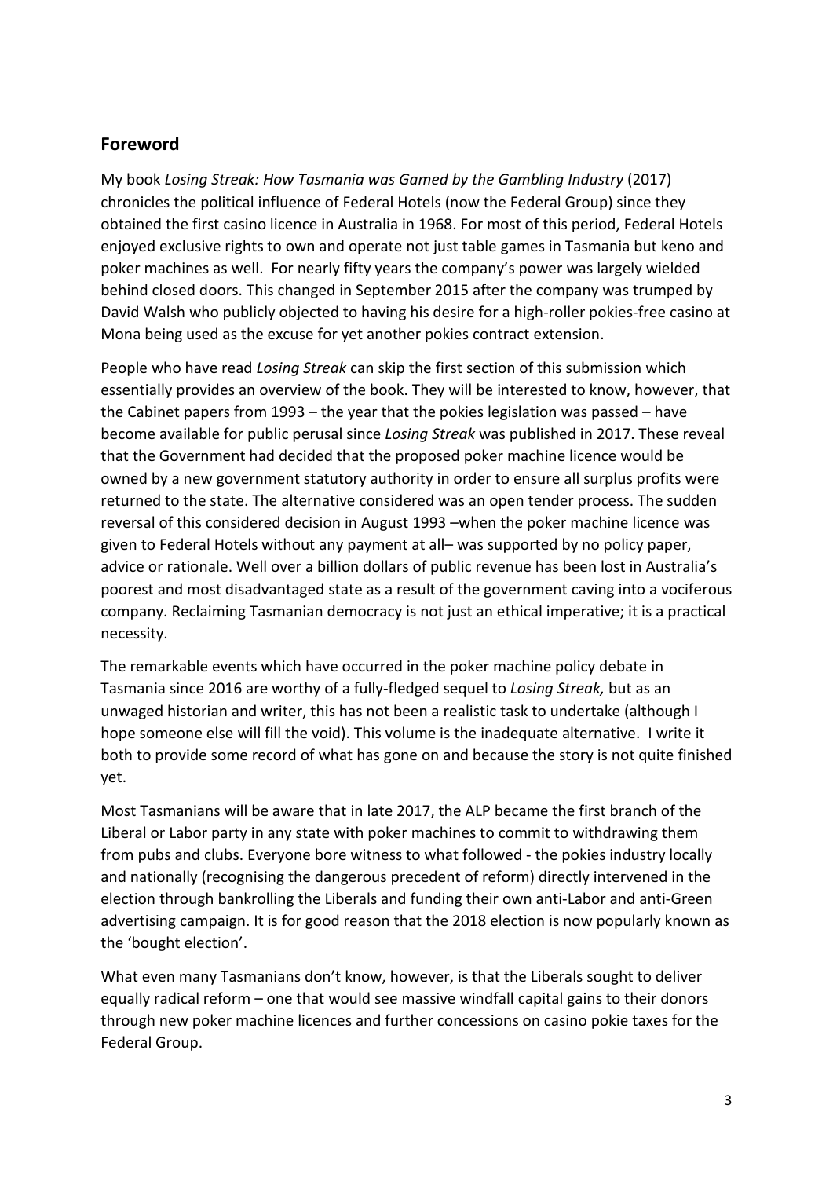## Foreword

My book *Losing Streak: How Tasmania was Gamed by the Gambling Industry* (2017) chronicles the political influence of Federal Hotels (now the Federal Group) since they obtained the first casino licence in Australia in 1968. For most of this period, Federal Hotels enjoyed exclusive rights to own and operate not just table games in Tasmania but keno and poker machines as well. For nearly fifty years the company's power was largely wielded behind closed doors. This changed in September 2015 after the company was trumped by David Walsh who publicly objected to having his desire for a high-roller pokies-free casino at Mona being used as the excuse for yet another pokies contract extension.

People who have read *Losing Streak* can skip the first section of this submission which essentially provides an overview of the book. They will be interested to know, however, that the Cabinet papers from 1993 – the year that the pokies legislation was passed – have become available for public perusal since *Losing Streak* was published in 2017. These reveal that the Government had decided that the proposed poker machine licence would be owned by a new government statutory authority in order to ensure all surplus profits were returned to the state. The alternative considered was an open tender process. The sudden reversal of this considered decision in August 1993 –when the poker machine licence was given to Federal Hotels without any payment at all– was supported by no policy paper, advice or rationale. Well over a billion dollars of public revenue has been lost in Australia's poorest and most disadvantaged state as a result of the government caving into a vociferous company. Reclaiming Tasmanian democracy is not just an ethical imperative; it is a practical necessity.

The remarkable events which have occurred in the poker machine policy debate in Tasmania since 2016 are worthy of a fully-fledged sequel to *Losing Streak,* but as an unwaged historian and writer, this has not been a realistic task to undertake (although I hope someone else will fill the void). This volume is the inadequate alternative. I write it both to provide some record of what has gone on and because the story is not quite finished yet.

Most Tasmanians will be aware that in late 2017, the ALP became the first branch of the Liberal or Labor party in any state with poker machines to commit to withdrawing them from pubs and clubs. Everyone bore witness to what followed - the pokies industry locally and nationally (recognising the dangerous precedent of reform) directly intervened in the election through bankrolling the Liberals and funding their own anti-Labor and anti-Green advertising campaign. It is for good reason that the 2018 election is now popularly known as the 'bought election'.

What even many Tasmanians don't know, however, is that the Liberals sought to deliver equally radical reform – one that would see massive windfall capital gains to their donors through new poker machine licences and further concessions on casino pokie taxes for the Federal Group.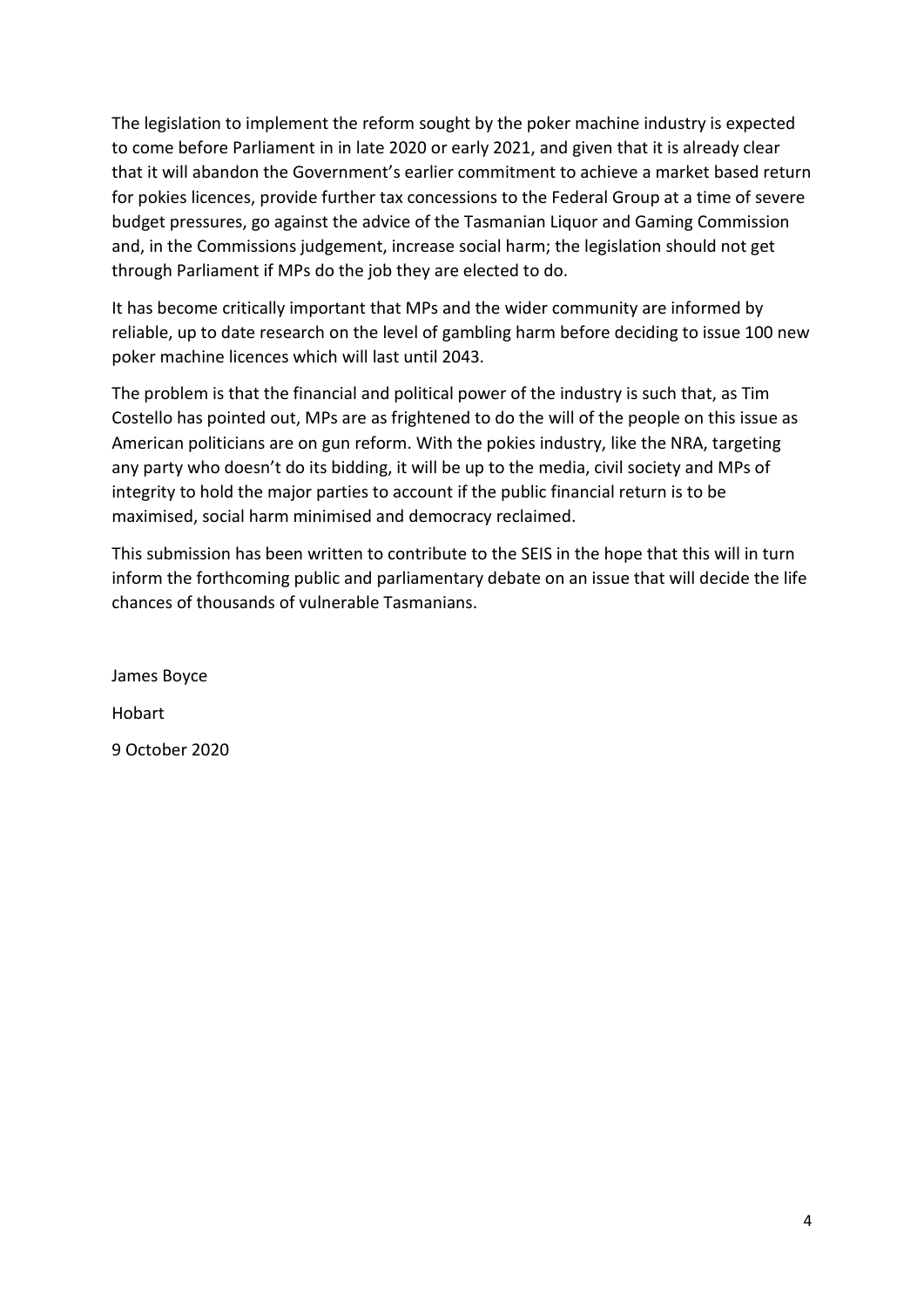The legislation to implement the reform sought by the poker machine industry is expected to come before Parliament in in late 2020 or early 2021, and given that it is already clear that it will abandon the Government's earlier commitment to achieve a market based return for pokies licences, provide further tax concessions to the Federal Group at a time of severe budget pressures, go against the advice of the Tasmanian Liquor and Gaming Commission and, in the Commissions judgement, increase social harm; the legislation should not get through Parliament if MPs do the job they are elected to do.

It has become critically important that MPs and the wider community are informed by reliable, up to date research on the level of gambling harm before deciding to issue 100 new poker machine licences which will last until 2043.

The problem is that the financial and political power of the industry is such that, as Tim Costello has pointed out, MPs are as frightened to do the will of the people on this issue as American politicians are on gun reform. With the pokies industry, like the NRA, targeting any party who doesn't do its bidding, it will be up to the media, civil society and MPs of integrity to hold the major parties to account if the public financial return is to be maximised, social harm minimised and democracy reclaimed.

This submission has been written to contribute to the SEIS in the hope that this will in turn inform the forthcoming public and parliamentary debate on an issue that will decide the life chances of thousands of vulnerable Tasmanians.

James Boyce

Hobart

9 October 2020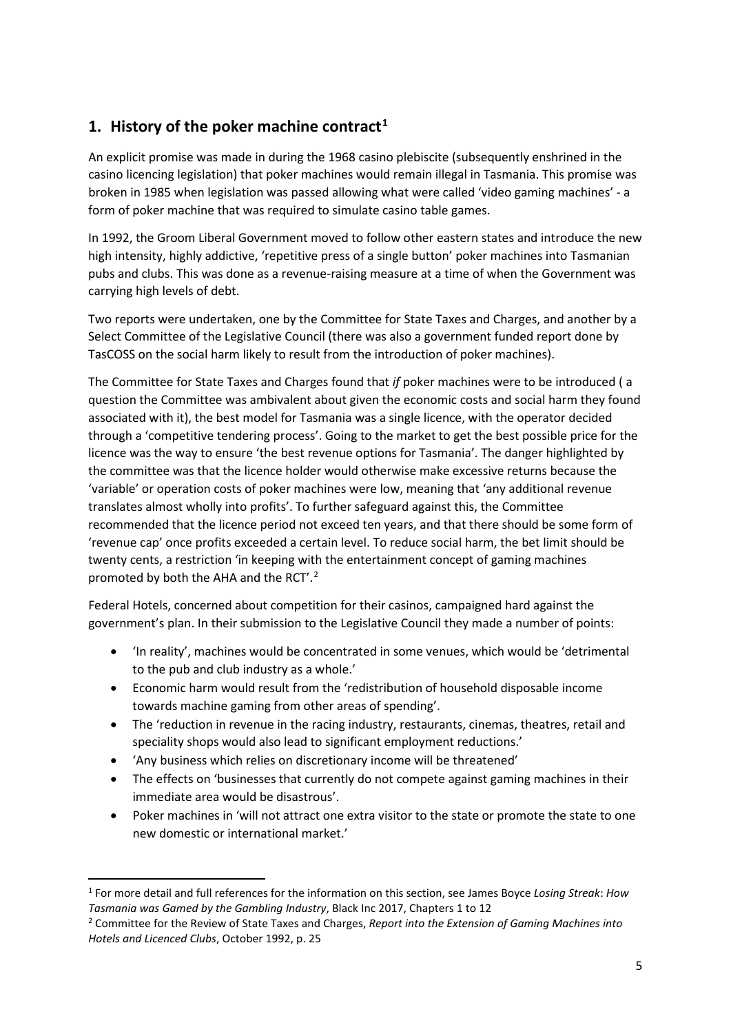## 1. History of the poker machine contract[1]

An explicit promise was made in during the 1968 casino plebiscite (subsequently enshrined in the casino licencing legislation) that poker machines would remain illegal in Tasmania. This promise was broken in 1985 when legislation was passed allowing what were called 'video gaming machines' - a form of poker machine that was required to simulate casino table games.

In 1992, the Groom Liberal Government moved to follow other eastern states and introduce the new high intensity, highly addictive, 'repetitive press of a single button' poker machines into Tasmanian pubs and clubs. This was done as a revenue-raising measure at a time of when the Government was carrying high levels of debt.

Two reports were undertaken, one by the Committee for State Taxes and Charges, and another by a Select Committee of the Legislative Council (there was also a government funded report done by TasCOSS on the social harm likely to result from the introduction of poker machines).

The Committee for State Taxes and Charges found that *if* poker machines were to be introduced ( a question the Committee was ambivalent about given the economic costs and social harm they found associated with it), the best model for Tasmania was a single licence, with the operator decided through a 'competitive tendering process'. Going to the market to get the best possible price for the licence was the way to ensure 'the best revenue options for Tasmania'. The danger highlighted by the committee was that the licence holder would otherwise make excessive returns because the 'variable' or operation costs of poker machines were low, meaning that 'any additional revenue translates almost wholly into profits'. To further safeguard against this, the Committee recommended that the licence period not exceed ten years, and that there should be some form of 'revenue cap' once profits exceeded a certain level. To reduce social harm, the bet limit should be twenty cents, a restriction 'in keeping with the entertainment concept of gaming machines promoted by both the AHA and the RCT'.[2]

Federal Hotels, concerned about competition for their casinos, campaigned hard against the government's plan. In their submission to the Legislative Council they made a number of points:

- 'In reality', machines would be concentrated in some venues, which would be 'detrimental to the pub and club industry as a whole.'
- Economic harm would result from the 'redistribution of household disposable income towards machine gaming from other areas of spending'.
- The 'reduction in revenue in the racing industry, restaurants, cinemas, theatres, retail and speciality shops would also lead to significant employment reductions.'
- 'Any business which relies on discretionary income will be threatened'
- The effects on 'businesses that currently do not compete against gaming machines in their immediate area would be disastrous'.
- Poker machines in 'will not attract one extra visitor to the state or promote the state to one new domestic or international market.'

---

[1] For more detail and full references for the information on this section, see James Boyce *Losing Streak*: *How Tasmania was Gamed by the Gambling Industry*, Black Inc 2017, Chapters 1 to 12

[2] Committee for the Review of State Taxes and Charges, *Report into the Extension of Gaming Machines into Hotels and Licenced Clubs*, October 1992, p. 25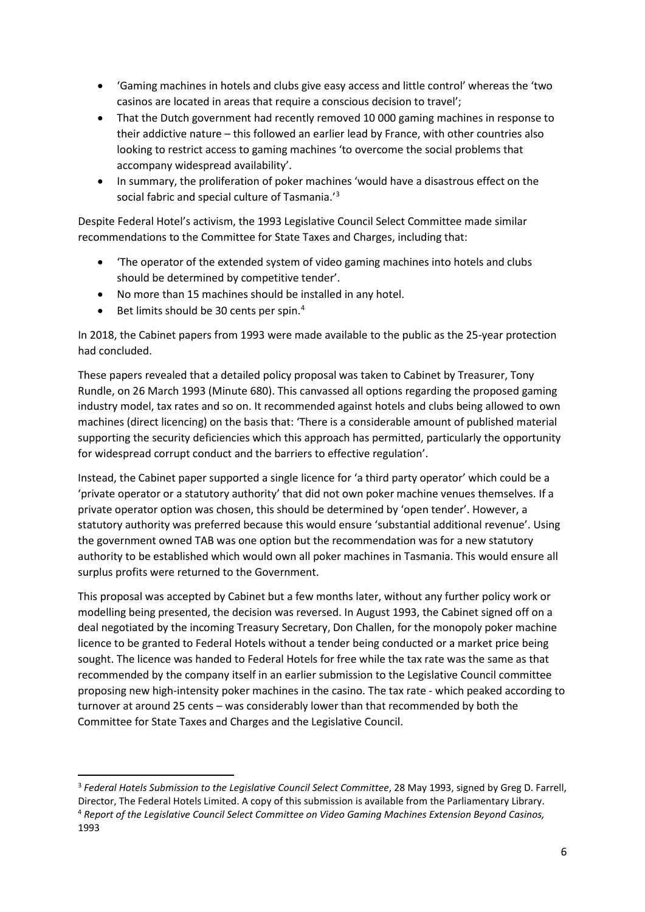- 'Gaming machines in hotels and clubs give easy access and little control' whereas the 'two casinos are located in areas that require a conscious decision to travel';
- That the Dutch government had recently removed 10 000 gaming machines in response to their addictive nature – this followed an earlier lead by France, with other countries also looking to restrict access to gaming machines 'to overcome the social problems that accompany widespread availability'.
- In summary, the proliferation of poker machines 'would have a disastrous effect on the social fabric and special culture of Tasmania.'[3]

Despite Federal Hotel's activism, the 1993 Legislative Council Select Committee made similar recommendations to the Committee for State Taxes and Charges, including that:

- 'The operator of the extended system of video gaming machines into hotels and clubs should be determined by competitive tender'.
- No more than 15 machines should be installed in any hotel.
- Bet limits should be 30 cents per spin.[4]

In 2018, the Cabinet papers from 1993 were made available to the public as the 25-year protection had concluded.

These papers revealed that a detailed policy proposal was taken to Cabinet by Treasurer, Tony Rundle, on 26 March 1993 (Minute 680). This canvassed all options regarding the proposed gaming industry model, tax rates and so on. It recommended against hotels and clubs being allowed to own machines (direct licencing) on the basis that: 'There is a considerable amount of published material supporting the security deficiencies which this approach has permitted, particularly the opportunity for widespread corrupt conduct and the barriers to effective regulation'.

Instead, the Cabinet paper supported a single licence for 'a third party operator' which could be a 'private operator or a statutory authority' that did not own poker machine venues themselves. If a private operator option was chosen, this should be determined by 'open tender'. However, a statutory authority was preferred because this would ensure 'substantial additional revenue'. Using the government owned TAB was one option but the recommendation was for a new statutory authority to be established which would own all poker machines in Tasmania. This would ensure all surplus profits were returned to the Government.

This proposal was accepted by Cabinet but a few months later, without any further policy work or modelling being presented, the decision was reversed. In August 1993, the Cabinet signed off on a deal negotiated by the incoming Treasury Secretary, Don Challen, for the monopoly poker machine licence to be granted to Federal Hotels without a tender being conducted or a market price being sought. The licence was handed to Federal Hotels for free while the tax rate was the same as that recommended by the company itself in an earlier submission to the Legislative Council committee proposing new high-intensity poker machines in the casino. The tax rate - which peaked according to turnover at around 25 cents – was considerably lower than that recommended by both the Committee for State Taxes and Charges and the Legislative Council.

---

[3] *Federal Hotels Submission to the Legislative Council Select Committee*, 28 May 1993, signed by Greg D. Farrell, Director, The Federal Hotels Limited. A copy of this submission is available from the Parliamentary Library.

[4] *Report of the Legislative Council Select Committee on Video Gaming Machines Extension Beyond Casinos,* 1993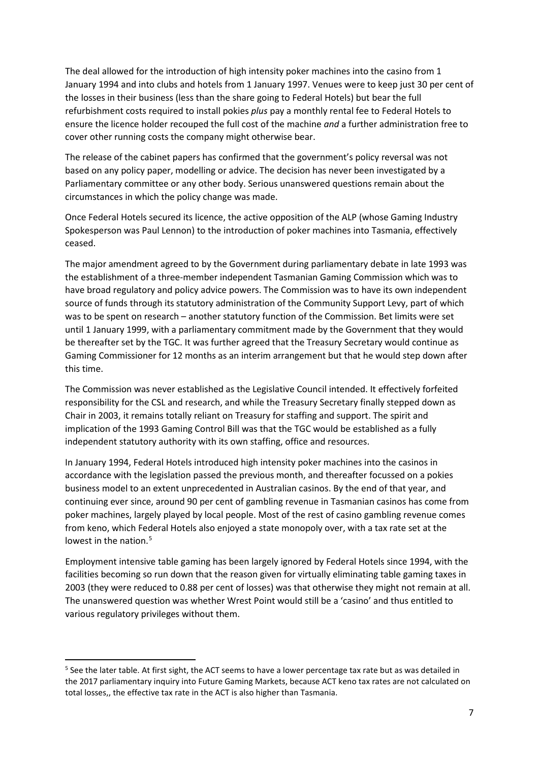The deal allowed for the introduction of high intensity poker machines into the casino from 1 January 1994 and into clubs and hotels from 1 January 1997. Venues were to keep just 30 per cent of the losses in their business (less than the share going to Federal Hotels) but bear the full refurbishment costs required to install pokies *plus* pay a monthly rental fee to Federal Hotels to ensure the licence holder recouped the full cost of the machine *and* a further administration free to cover other running costs the company might otherwise bear.

The release of the cabinet papers has confirmed that the government's policy reversal was not based on any policy paper, modelling or advice. The decision has never been investigated by a Parliamentary committee or any other body. Serious unanswered questions remain about the circumstances in which the policy change was made.

Once Federal Hotels secured its licence, the active opposition of the ALP (whose Gaming Industry Spokesperson was Paul Lennon) to the introduction of poker machines into Tasmania, effectively ceased.

The major amendment agreed to by the Government during parliamentary debate in late 1993 was the establishment of a three-member independent Tasmanian Gaming Commission which was to have broad regulatory and policy advice powers. The Commission was to have its own independent source of funds through its statutory administration of the Community Support Levy, part of which was to be spent on research – another statutory function of the Commission. Bet limits were set until 1 January 1999, with a parliamentary commitment made by the Government that they would be thereafter set by the TGC. It was further agreed that the Treasury Secretary would continue as Gaming Commissioner for 12 months as an interim arrangement but that he would step down after this time.

The Commission was never established as the Legislative Council intended. It effectively forfeited responsibility for the CSL and research, and while the Treasury Secretary finally stepped down as Chair in 2003, it remains totally reliant on Treasury for staffing and support. The spirit and implication of the 1993 Gaming Control Bill was that the TGC would be established as a fully independent statutory authority with its own staffing, office and resources.

In January 1994, Federal Hotels introduced high intensity poker machines into the casinos in accordance with the legislation passed the previous month, and thereafter focussed on a pokies business model to an extent unprecedented in Australian casinos. By the end of that year, and continuing ever since, around 90 per cent of gambling revenue in Tasmanian casinos has come from poker machines, largely played by local people. Most of the rest of casino gambling revenue comes from keno, which Federal Hotels also enjoyed a state monopoly over, with a tax rate set at the lowest in the nation.[5]

Employment intensive table gaming has been largely ignored by Federal Hotels since 1994, with the facilities becoming so run down that the reason given for virtually eliminating table gaming taxes in 2003 (they were reduced to 0.88 per cent of losses) was that otherwise they might not remain at all. The unanswered question was whether Wrest Point would still be a 'casino' and thus entitled to various regulatory privileges without them.

[5] See the later table. At first sight, the ACT seems to have a lower percentage tax rate but as was detailed in the 2017 parliamentary inquiry into Future Gaming Markets, because ACT keno tax rates are not calculated on total losses,, the effective tax rate in the ACT is also higher than Tasmania.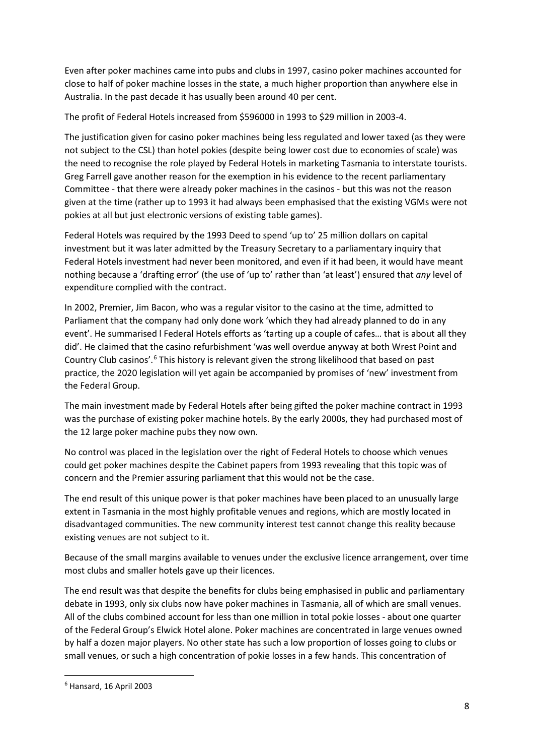Even after poker machines came into pubs and clubs in 1997, casino poker machines accounted for close to half of poker machine losses in the state, a much higher proportion than anywhere else in Australia. In the past decade it has usually been around 40 per cent.

The profit of Federal Hotels increased from $596000 in 1993 to $29 million in 2003-4.

The justification given for casino poker machines being less regulated and lower taxed (as they were not subject to the CSL) than hotel pokies (despite being lower cost due to economies of scale) was the need to recognise the role played by Federal Hotels in marketing Tasmania to interstate tourists. Greg Farrell gave another reason for the exemption in his evidence to the recent parliamentary Committee - that there were already poker machines in the casinos - but this was not the reason given at the time (rather up to 1993 it had always been emphasised that the existing VGMs were not pokies at all but just electronic versions of existing table games).

Federal Hotels was required by the 1993 Deed to spend 'up to' 25 million dollars on capital investment but it was later admitted by the Treasury Secretary to a parliamentary inquiry that Federal Hotels investment had never been monitored, and even if it had been, it would have meant nothing because a 'drafting error' (the use of 'up to' rather than 'at least') ensured that *any* level of expenditure complied with the contract.

In 2002, Premier, Jim Bacon, who was a regular visitor to the casino at the time, admitted to Parliament that the company had only done work 'which they had already planned to do in any event'. He summarised l Federal Hotels efforts as 'tarting up a couple of cafes… that is about all they did'. He claimed that the casino refurbishment 'was well overdue anyway at both Wrest Point and Country Club casinos'.[6] This history is relevant given the strong likelihood that based on past practice, the 2020 legislation will yet again be accompanied by promises of 'new' investment from the Federal Group.

The main investment made by Federal Hotels after being gifted the poker machine contract in 1993 was the purchase of existing poker machine hotels. By the early 2000s, they had purchased most of the 12 large poker machine pubs they now own.

No control was placed in the legislation over the right of Federal Hotels to choose which venues could get poker machines despite the Cabinet papers from 1993 revealing that this topic was of concern and the Premier assuring parliament that this would not be the case.

The end result of this unique power is that poker machines have been placed to an unusually large extent in Tasmania in the most highly profitable venues and regions, which are mostly located in disadvantaged communities. The new community interest test cannot change this reality because existing venues are not subject to it.

Because of the small margins available to venues under the exclusive licence arrangement, over time most clubs and smaller hotels gave up their licences.

The end result was that despite the benefits for clubs being emphasised in public and parliamentary debate in 1993, only six clubs now have poker machines in Tasmania, all of which are small venues. All of the clubs combined account for less than one million in total pokie losses - about one quarter of the Federal Group's Elwick Hotel alone. Poker machines are concentrated in large venues owned by half a dozen major players. No other state has such a low proportion of losses going to clubs or small venues, or such a high concentration of pokie losses in a few hands. This concentration of

[6] Hansard, 16 April 2003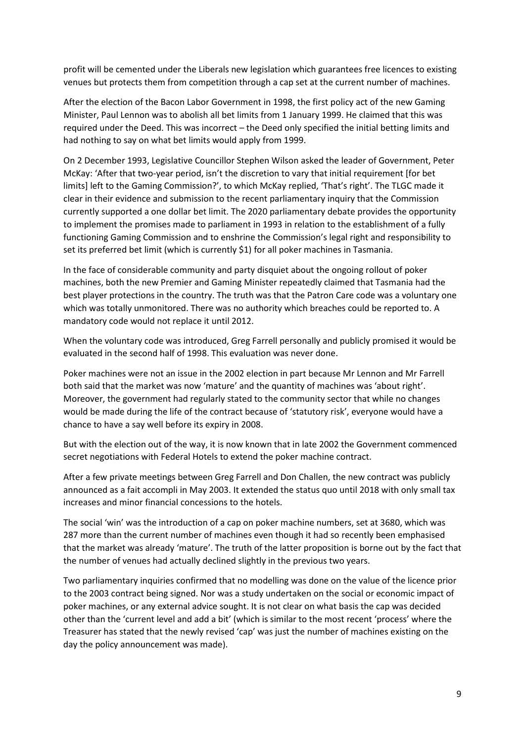profit will be cemented under the Liberals new legislation which guarantees free licences to existing venues but protects them from competition through a cap set at the current number of machines.

After the election of the Bacon Labor Government in 1998, the first policy act of the new Gaming Minister, Paul Lennon was to abolish all bet limits from 1 January 1999. He claimed that this was required under the Deed. This was incorrect – the Deed only specified the initial betting limits and had nothing to say on what bet limits would apply from 1999.

On 2 December 1993, Legislative Councillor Stephen Wilson asked the leader of Government, Peter McKay: 'After that two-year period, isn't the discretion to vary that initial requirement [for bet limits] left to the Gaming Commission?', to which McKay replied, 'That's right'. The TLGC made it clear in their evidence and submission to the recent parliamentary inquiry that the Commission currently supported a one dollar bet limit. The 2020 parliamentary debate provides the opportunity to implement the promises made to parliament in 1993 in relation to the establishment of a fully functioning Gaming Commission and to enshrine the Commission's legal right and responsibility to set its preferred bet limit (which is currently $1) for all poker machines in Tasmania.

In the face of considerable community and party disquiet about the ongoing rollout of poker machines, both the new Premier and Gaming Minister repeatedly claimed that Tasmania had the best player protections in the country. The truth was that the Patron Care code was a voluntary one which was totally unmonitored. There was no authority which breaches could be reported to. A mandatory code would not replace it until 2012.

When the voluntary code was introduced, Greg Farrell personally and publicly promised it would be evaluated in the second half of 1998. This evaluation was never done.

Poker machines were not an issue in the 2002 election in part because Mr Lennon and Mr Farrell both said that the market was now 'mature' and the quantity of machines was 'about right'. Moreover, the government had regularly stated to the community sector that while no changes would be made during the life of the contract because of 'statutory risk', everyone would have a chance to have a say well before its expiry in 2008.

But with the election out of the way, it is now known that in late 2002 the Government commenced secret negotiations with Federal Hotels to extend the poker machine contract.

After a few private meetings between Greg Farrell and Don Challen, the new contract was publicly announced as a fait accompli in May 2003. It extended the status quo until 2018 with only small tax increases and minor financial concessions to the hotels.

The social 'win' was the introduction of a cap on poker machine numbers, set at 3680, which was 287 more than the current number of machines even though it had so recently been emphasised that the market was already 'mature'. The truth of the latter proposition is borne out by the fact that the number of venues had actually declined slightly in the previous two years.

Two parliamentary inquiries confirmed that no modelling was done on the value of the licence prior to the 2003 contract being signed. Nor was a study undertaken on the social or economic impact of poker machines, or any external advice sought. It is not clear on what basis the cap was decided other than the 'current level and add a bit' (which is similar to the most recent 'process' where the Treasurer has stated that the newly revised 'cap' was just the number of machines existing on the day the policy announcement was made).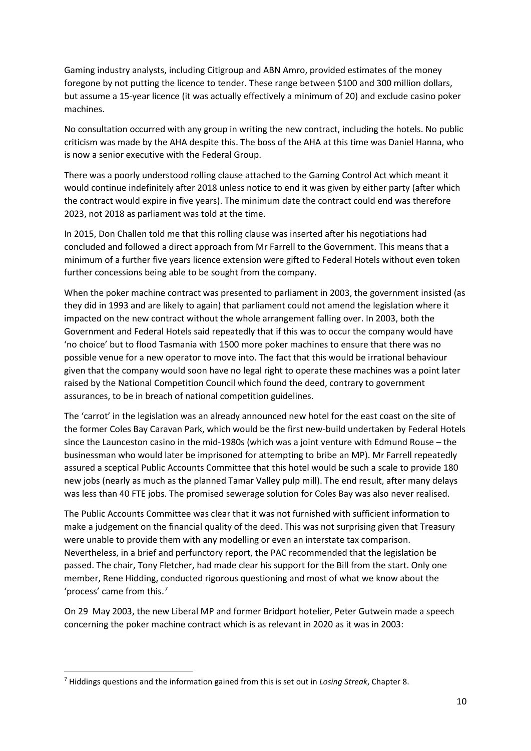Gaming industry analysts, including Citigroup and ABN Amro, provided estimates of the money foregone by not putting the licence to tender. These range between $100 and 300 million dollars, but assume a 15-year licence (it was actually effectively a minimum of 20) and exclude casino poker machines.

No consultation occurred with any group in writing the new contract, including the hotels. No public criticism was made by the AHA despite this. The boss of the AHA at this time was Daniel Hanna, who is now a senior executive with the Federal Group.

There was a poorly understood rolling clause attached to the Gaming Control Act which meant it would continue indefinitely after 2018 unless notice to end it was given by either party (after which the contract would expire in five years). The minimum date the contract could end was therefore 2023, not 2018 as parliament was told at the time.

In 2015, Don Challen told me that this rolling clause was inserted after his negotiations had concluded and followed a direct approach from Mr Farrell to the Government. This means that a minimum of a further five years licence extension were gifted to Federal Hotels without even token further concessions being able to be sought from the company.

When the poker machine contract was presented to parliament in 2003, the government insisted (as they did in 1993 and are likely to again) that parliament could not amend the legislation where it impacted on the new contract without the whole arrangement falling over. In 2003, both the Government and Federal Hotels said repeatedly that if this was to occur the company would have 'no choice' but to flood Tasmania with 1500 more poker machines to ensure that there was no possible venue for a new operator to move into. The fact that this would be irrational behaviour given that the company would soon have no legal right to operate these machines was a point later raised by the National Competition Council which found the deed, contrary to government assurances, to be in breach of national competition guidelines.

The 'carrot' in the legislation was an already announced new hotel for the east coast on the site of the former Coles Bay Caravan Park, which would be the first new-build undertaken by Federal Hotels since the Launceston casino in the mid-1980s (which was a joint venture with Edmund Rouse – the businessman who would later be imprisoned for attempting to bribe an MP). Mr Farrell repeatedly assured a sceptical Public Accounts Committee that this hotel would be such a scale to provide 180 new jobs (nearly as much as the planned Tamar Valley pulp mill). The end result, after many delays was less than 40 FTE jobs. The promised sewerage solution for Coles Bay was also never realised.

The Public Accounts Committee was clear that it was not furnished with sufficient information to make a judgement on the financial quality of the deed. This was not surprising given that Treasury were unable to provide them with any modelling or even an interstate tax comparison. Nevertheless, in a brief and perfunctory report, the PAC recommended that the legislation be passed. The chair, Tony Fletcher, had made clear his support for the Bill from the start. Only one member, Rene Hidding, conducted rigorous questioning and most of what we know about the 'process' came from this.[7]

On 29 May 2003, the new Liberal MP and former Bridport hotelier, Peter Gutwein made a speech concerning the poker machine contract which is as relevant in 2020 as it was in 2003:

---

[7] Hiddings questions and the information gained from this is set out in *Losing Streak*, Chapter 8.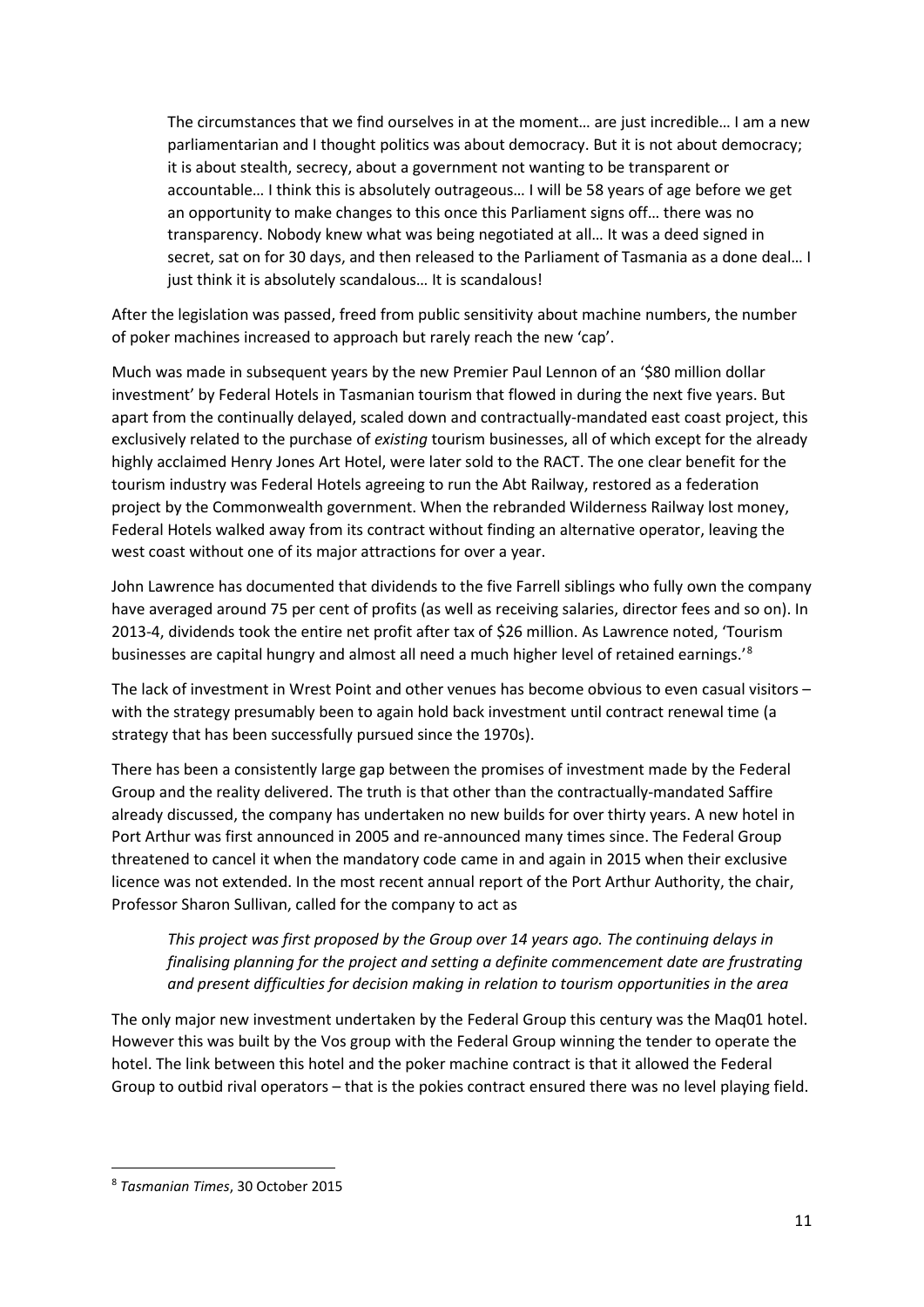> The circumstances that we find ourselves in at the moment… are just incredible… I am a new parliamentarian and I thought politics was about democracy. But it is not about democracy; it is about stealth, secrecy, about a government not wanting to be transparent or accountable… I think this is absolutely outrageous… I will be 58 years of age before we get an opportunity to make changes to this once this Parliament signs off… there was no transparency. Nobody knew what was being negotiated at all… It was a deed signed in secret, sat on for 30 days, and then released to the Parliament of Tasmania as a done deal… I just think it is absolutely scandalous… It is scandalous!

After the legislation was passed, freed from public sensitivity about machine numbers, the number of poker machines increased to approach but rarely reach the new 'cap'.

Much was made in subsequent years by the new Premier Paul Lennon of an '$80 million dollar investment' by Federal Hotels in Tasmanian tourism that flowed in during the next five years. But apart from the continually delayed, scaled down and contractually-mandated east coast project, this exclusively related to the purchase of *existing* tourism businesses, all of which except for the already highly acclaimed Henry Jones Art Hotel, were later sold to the RACT. The one clear benefit for the tourism industry was Federal Hotels agreeing to run the Abt Railway, restored as a federation project by the Commonwealth government. When the rebranded Wilderness Railway lost money, Federal Hotels walked away from its contract without finding an alternative operator, leaving the west coast without one of its major attractions for over a year.

John Lawrence has documented that dividends to the five Farrell siblings who fully own the company have averaged around 75 per cent of profits (as well as receiving salaries, director fees and so on). In 2013-4, dividends took the entire net profit after tax of $26 million. As Lawrence noted, 'Tourism businesses are capital hungry and almost all need a much higher level of retained earnings.'[8]

The lack of investment in Wrest Point and other venues has become obvious to even casual visitors – with the strategy presumably been to again hold back investment until contract renewal time (a strategy that has been successfully pursued since the 1970s).

There has been a consistently large gap between the promises of investment made by the Federal Group and the reality delivered. The truth is that other than the contractually-mandated Saffire already discussed, the company has undertaken no new builds for over thirty years. A new hotel in Port Arthur was first announced in 2005 and re-announced many times since. The Federal Group threatened to cancel it when the mandatory code came in and again in 2015 when their exclusive licence was not extended. In the most recent annual report of the Port Arthur Authority, the chair, Professor Sharon Sullivan, called for the company to act as

> *This project was first proposed by the Group over 14 years ago. The continuing delays in finalising planning for the project and setting a definite commencement date are frustrating and present difficulties for decision making in relation to tourism opportunities in the area*

The only major new investment undertaken by the Federal Group this century was the Maq01 hotel. However this was built by the Vos group with the Federal Group winning the tender to operate the hotel. The link between this hotel and the poker machine contract is that it allowed the Federal Group to outbid rival operators – that is the pokies contract ensured there was no level playing field.

---

[8] *Tasmanian Times*, 30 October 2015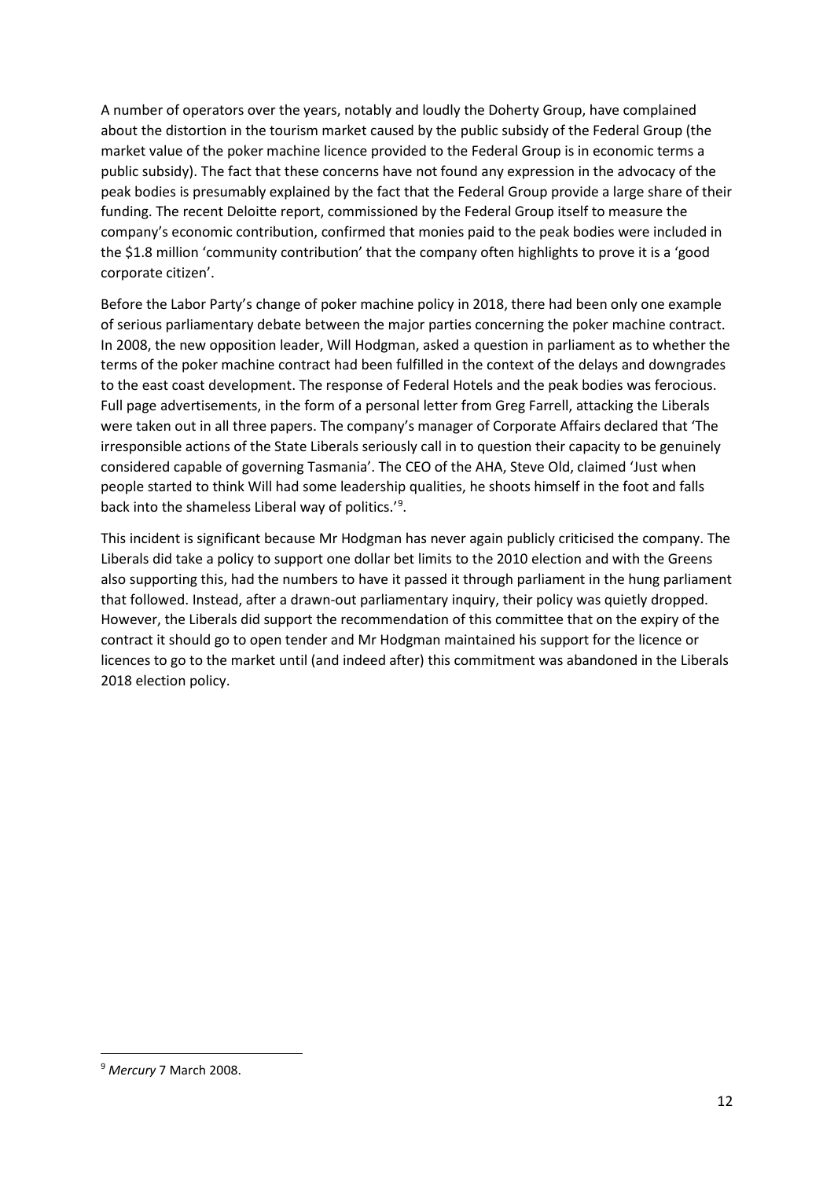A number of operators over the years, notably and loudly the Doherty Group, have complained about the distortion in the tourism market caused by the public subsidy of the Federal Group (the market value of the poker machine licence provided to the Federal Group is in economic terms a public subsidy). The fact that these concerns have not found any expression in the advocacy of the peak bodies is presumably explained by the fact that the Federal Group provide a large share of their funding. The recent Deloitte report, commissioned by the Federal Group itself to measure the company's economic contribution, confirmed that monies paid to the peak bodies were included in the $1.8 million 'community contribution' that the company often highlights to prove it is a 'good corporate citizen'.

Before the Labor Party's change of poker machine policy in 2018, there had been only one example of serious parliamentary debate between the major parties concerning the poker machine contract. In 2008, the new opposition leader, Will Hodgman, asked a question in parliament as to whether the terms of the poker machine contract had been fulfilled in the context of the delays and downgrades to the east coast development. The response of Federal Hotels and the peak bodies was ferocious. Full page advertisements, in the form of a personal letter from Greg Farrell, attacking the Liberals were taken out in all three papers. The company's manager of Corporate Affairs declared that 'The irresponsible actions of the State Liberals seriously call in to question their capacity to be genuinely considered capable of governing Tasmania'. The CEO of the AHA, Steve Old, claimed 'Just when people started to think Will had some leadership qualities, he shoots himself in the foot and falls back into the shameless Liberal way of politics.'[9].

This incident is significant because Mr Hodgman has never again publicly criticised the company. The Liberals did take a policy to support one dollar bet limits to the 2010 election and with the Greens also supporting this, had the numbers to have it passed it through parliament in the hung parliament that followed. Instead, after a drawn-out parliamentary inquiry, their policy was quietly dropped. However, the Liberals did support the recommendation of this committee that on the expiry of the contract it should go to open tender and Mr Hodgman maintained his support for the licence or licences to go to the market until (and indeed after) this commitment was abandoned in the Liberals 2018 election policy.

---

[9] *Mercury* 7 March 2008.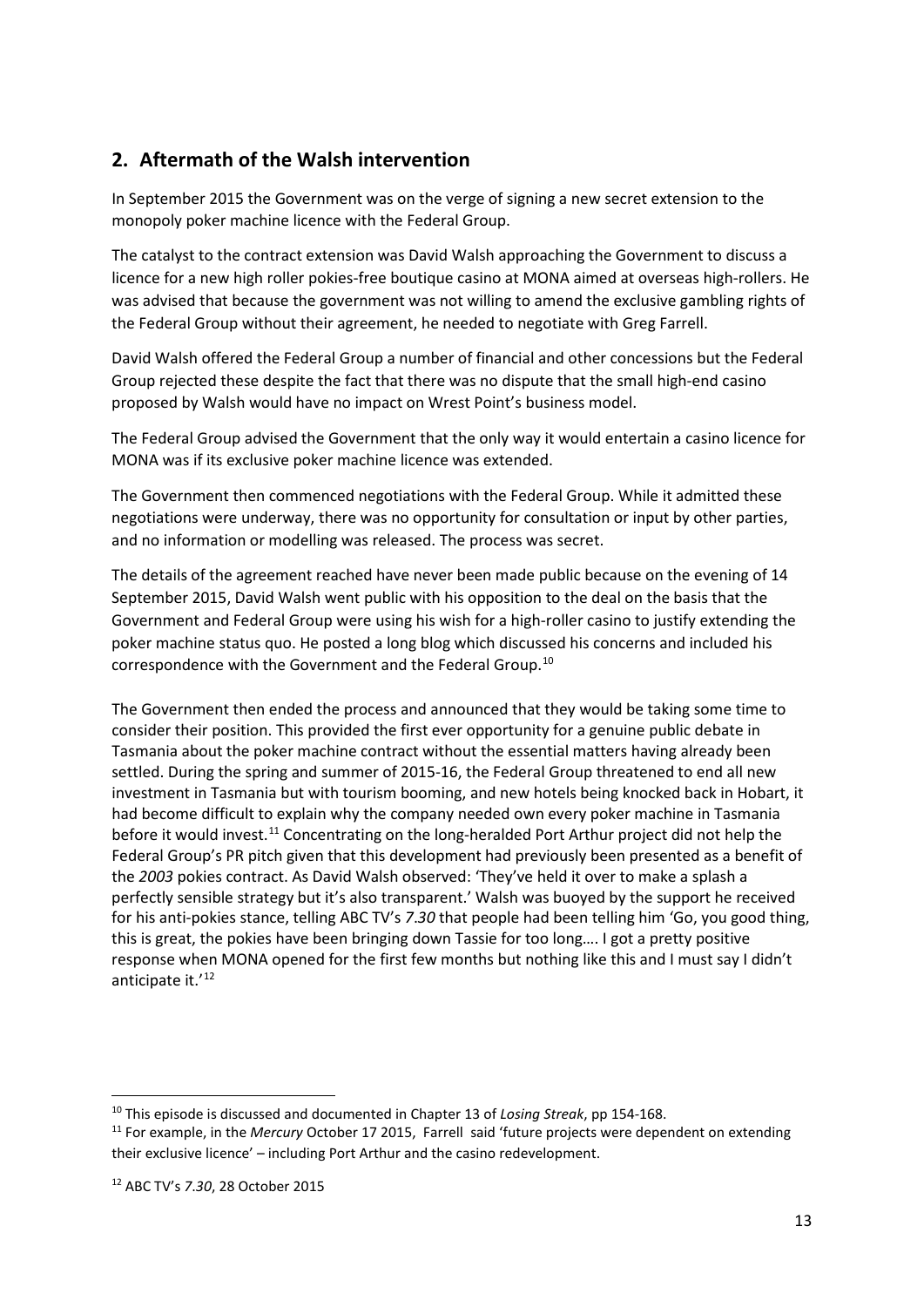## 2. Aftermath of the Walsh intervention

In September 2015 the Government was on the verge of signing a new secret extension to the monopoly poker machine licence with the Federal Group.

The catalyst to the contract extension was David Walsh approaching the Government to discuss a licence for a new high roller pokies-free boutique casino at MONA aimed at overseas high-rollers. He was advised that because the government was not willing to amend the exclusive gambling rights of the Federal Group without their agreement, he needed to negotiate with Greg Farrell.

David Walsh offered the Federal Group a number of financial and other concessions but the Federal Group rejected these despite the fact that there was no dispute that the small high-end casino proposed by Walsh would have no impact on Wrest Point's business model.

The Federal Group advised the Government that the only way it would entertain a casino licence for MONA was if its exclusive poker machine licence was extended.

The Government then commenced negotiations with the Federal Group. While it admitted these negotiations were underway, there was no opportunity for consultation or input by other parties, and no information or modelling was released. The process was secret.

The details of the agreement reached have never been made public because on the evening of 14 September 2015, David Walsh went public with his opposition to the deal on the basis that the Government and Federal Group were using his wish for a high-roller casino to justify extending the poker machine status quo. He posted a long blog which discussed his concerns and included his correspondence with the Government and the Federal Group.[10]

The Government then ended the process and announced that they would be taking some time to consider their position. This provided the first ever opportunity for a genuine public debate in Tasmania about the poker machine contract without the essential matters having already been settled. During the spring and summer of 2015-16, the Federal Group threatened to end all new investment in Tasmania but with tourism booming, and new hotels being knocked back in Hobart, it had become difficult to explain why the company needed own every poker machine in Tasmania before it would invest.[11] Concentrating on the long-heralded Port Arthur project did not help the Federal Group's PR pitch given that this development had previously been presented as a benefit of the *2003* pokies contract. As David Walsh observed: 'They've held it over to make a splash a perfectly sensible strategy but it's also transparent.' Walsh was buoyed by the support he received for his anti-pokies stance, telling ABC TV's *7.30* that people had been telling him 'Go, you good thing, this is great, the pokies have been bringing down Tassie for too long…. I got a pretty positive response when MONA opened for the first few months but nothing like this and I must say I didn't anticipate it.'[12]

---

[10] This episode is discussed and documented in Chapter 13 of *Losing Streak*, pp 154-168.

[11] For example, in the *Mercury* October 17 2015, Farrell said 'future projects were dependent on extending their exclusive licence' – including Port Arthur and the casino redevelopment.

[12] ABC TV's *7.30*, 28 October 2015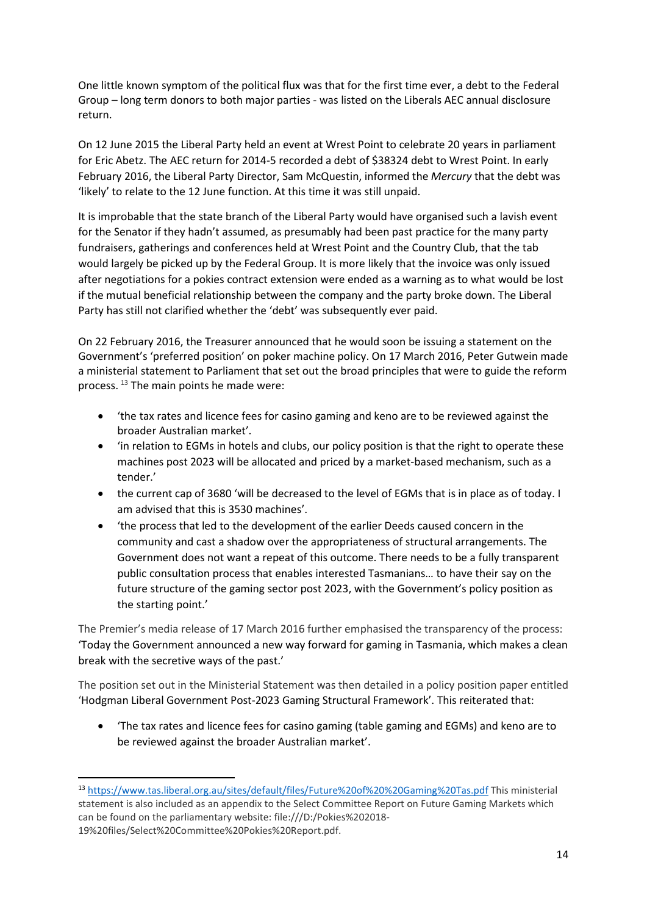One little known symptom of the political flux was that for the first time ever, a debt to the Federal Group – long term donors to both major parties - was listed on the Liberals AEC annual disclosure return.

On 12 June 2015 the Liberal Party held an event at Wrest Point to celebrate 20 years in parliament for Eric Abetz. The AEC return for 2014-5 recorded a debt of $38324 debt to Wrest Point. In early February 2016, the Liberal Party Director, Sam McQuestin, informed the *Mercury* that the debt was 'likely' to relate to the 12 June function. At this time it was still unpaid.

It is improbable that the state branch of the Liberal Party would have organised such a lavish event for the Senator if they hadn't assumed, as presumably had been past practice for the many party fundraisers, gatherings and conferences held at Wrest Point and the Country Club, that the tab would largely be picked up by the Federal Group. It is more likely that the invoice was only issued after negotiations for a pokies contract extension were ended as a warning as to what would be lost if the mutual beneficial relationship between the company and the party broke down. The Liberal Party has still not clarified whether the 'debt' was subsequently ever paid.

On 22 February 2016, the Treasurer announced that he would soon be issuing a statement on the Government's 'preferred position' on poker machine policy. On 17 March 2016, Peter Gutwein made a ministerial statement to Parliament that set out the broad principles that were to guide the reform process. [13] The main points he made were:

- 'the tax rates and licence fees for casino gaming and keno are to be reviewed against the broader Australian market'.
- 'in relation to EGMs in hotels and clubs, our policy position is that the right to operate these machines post 2023 will be allocated and priced by a market-based mechanism, such as a tender.'
- the current cap of 3680 'will be decreased to the level of EGMs that is in place as of today. I am advised that this is 3530 machines'.
- 'the process that led to the development of the earlier Deeds caused concern in the community and cast a shadow over the appropriateness of structural arrangements. The Government does not want a repeat of this outcome. There needs to be a fully transparent public consultation process that enables interested Tasmanians… to have their say on the future structure of the gaming sector post 2023, with the Government's policy position as the starting point.'

The Premier's media release of 17 March 2016 further emphasised the transparency of the process: 'Today the Government announced a new way forward for gaming in Tasmania, which makes a clean break with the secretive ways of the past.'

The position set out in the Ministerial Statement was then detailed in a policy position paper entitled 'Hodgman Liberal Government Post-2023 Gaming Structural Framework'. This reiterated that:

- 'The tax rates and licence fees for casino gaming (table gaming and EGMs) and keno are to be reviewed against the broader Australian market'.

---

[13] https://www.tas.liberal.org.au/sites/default/files/Future%20of%20%20Gaming%20Tas.pdf This ministerial statement is also included as an appendix to the Select Committee Report on Future Gaming Markets which can be found on the parliamentary website: file:///D:/Pokies%202018-19%20files/Select%20Committee%20Pokies%20Report.pdf.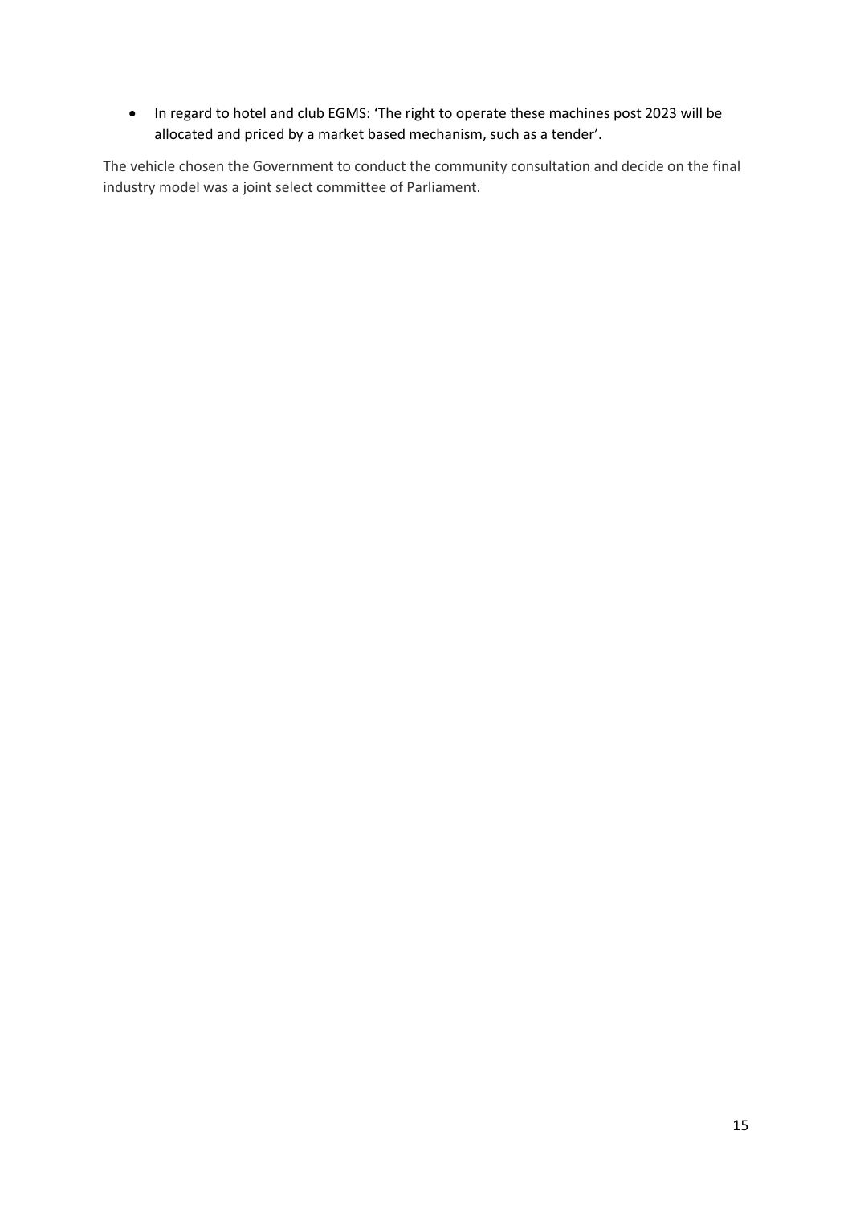- In regard to hotel and club EGMS: 'The right to operate these machines post 2023 will be allocated and priced by a market based mechanism, such as a tender'.

The vehicle chosen the Government to conduct the community consultation and decide on the final industry model was a joint select committee of Parliament.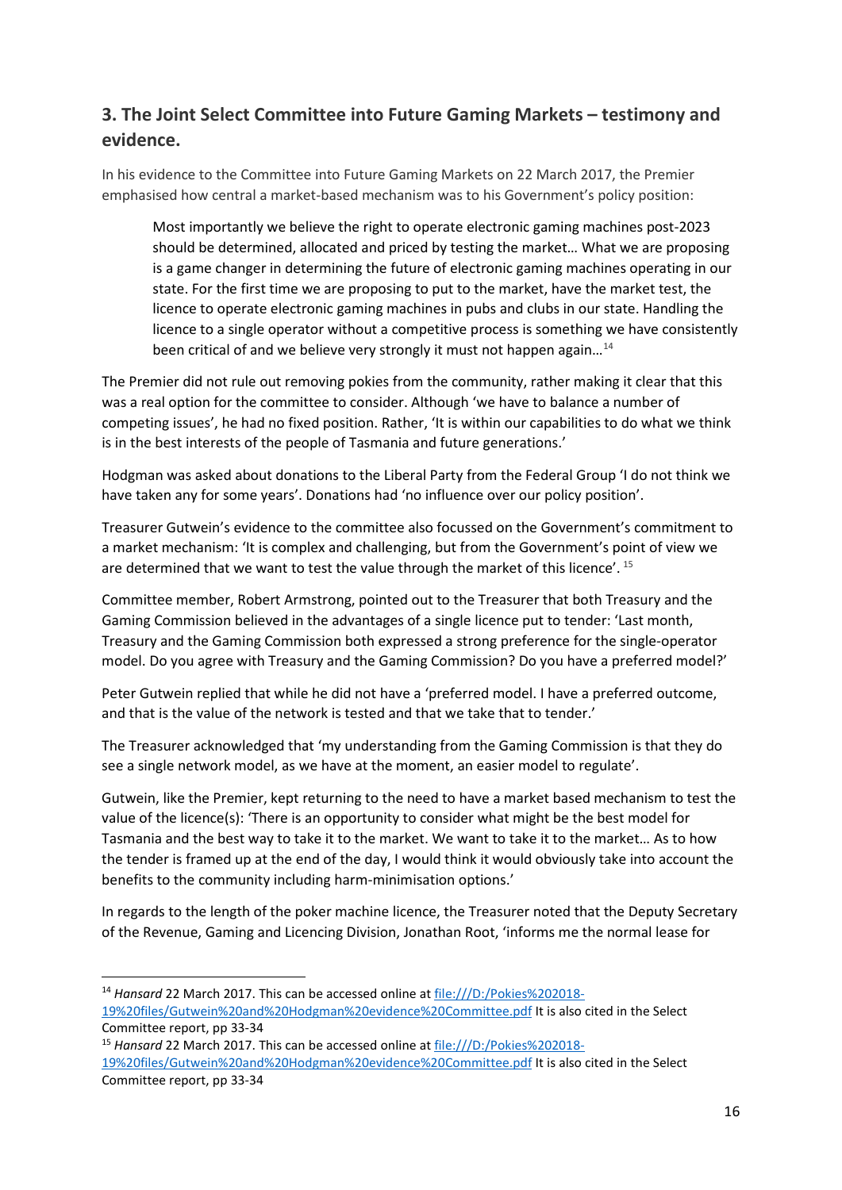## 3. The Joint Select Committee into Future Gaming Markets – testimony and evidence.

In his evidence to the Committee into Future Gaming Markets on 22 March 2017, the Premier emphasised how central a market-based mechanism was to his Government's policy position:

> Most importantly we believe the right to operate electronic gaming machines post-2023 should be determined, allocated and priced by testing the market… What we are proposing is a game changer in determining the future of electronic gaming machines operating in our state. For the first time we are proposing to put to the market, have the market test, the licence to operate electronic gaming machines in pubs and clubs in our state. Handling the licence to a single operator without a competitive process is something we have consistently been critical of and we believe very strongly it must not happen again…[14]

The Premier did not rule out removing pokies from the community, rather making it clear that this was a real option for the committee to consider. Although 'we have to balance a number of competing issues', he had no fixed position. Rather, 'It is within our capabilities to do what we think is in the best interests of the people of Tasmania and future generations.'

Hodgman was asked about donations to the Liberal Party from the Federal Group 'I do not think we have taken any for some years'. Donations had 'no influence over our policy position'.

Treasurer Gutwein's evidence to the committee also focussed on the Government's commitment to a market mechanism: 'It is complex and challenging, but from the Government's point of view we are determined that we want to test the value through the market of this licence'. [15]

Committee member, Robert Armstrong, pointed out to the Treasurer that both Treasury and the Gaming Commission believed in the advantages of a single licence put to tender: 'Last month, Treasury and the Gaming Commission both expressed a strong preference for the single-operator model. Do you agree with Treasury and the Gaming Commission? Do you have a preferred model?'

Peter Gutwein replied that while he did not have a 'preferred model. I have a preferred outcome, and that is the value of the network is tested and that we take that to tender.'

The Treasurer acknowledged that 'my understanding from the Gaming Commission is that they do see a single network model, as we have at the moment, an easier model to regulate'.

Gutwein, like the Premier, kept returning to the need to have a market based mechanism to test the value of the licence(s): 'There is an opportunity to consider what might be the best model for Tasmania and the best way to take it to the market. We want to take it to the market… As to how the tender is framed up at the end of the day, I would think it would obviously take into account the benefits to the community including harm-minimisation options.'

In regards to the length of the poker machine licence, the Treasurer noted that the Deputy Secretary of the Revenue, Gaming and Licencing Division, Jonathan Root, 'informs me the normal lease for

---

[14] *Hansard* 22 March 2017. This can be accessed online at file:///D:/Pokies%202018-19%20files/Gutwein%20and%20Hodgman%20evidence%20Committee.pdf It is also cited in the Select Committee report, pp 33-34

[15] *Hansard* 22 March 2017. This can be accessed online at file:///D:/Pokies%202018-19%20files/Gutwein%20and%20Hodgman%20evidence%20Committee.pdf It is also cited in the Select Committee report, pp 33-34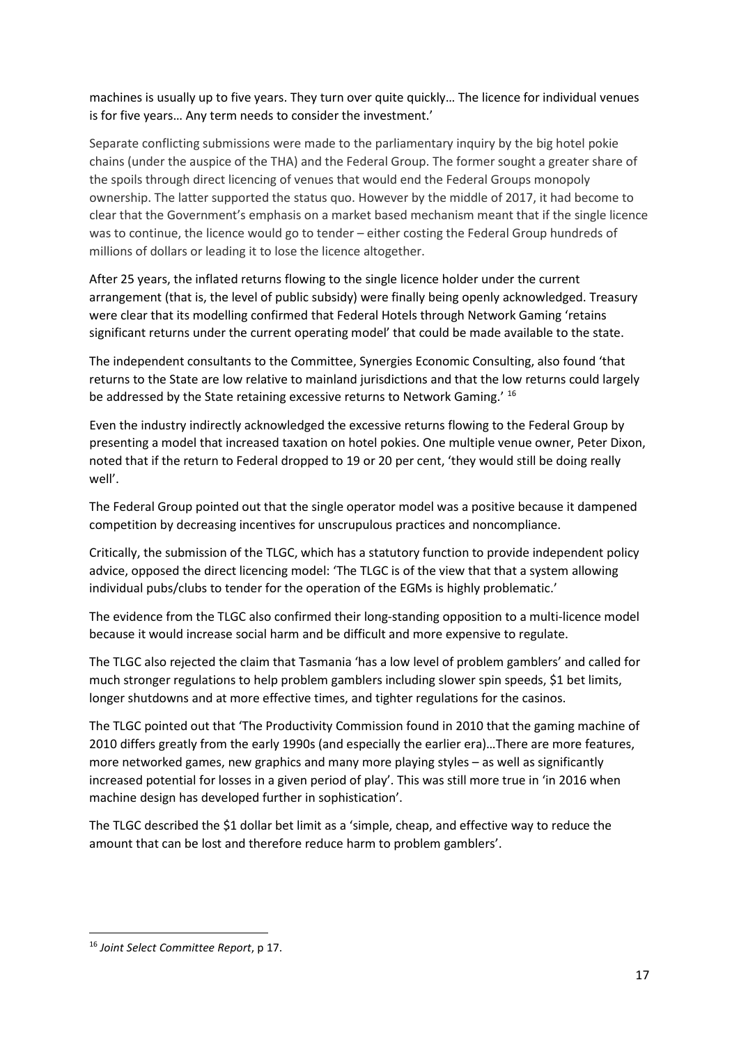machines is usually up to five years. They turn over quite quickly… The licence for individual venues is for five years… Any term needs to consider the investment.'

Separate conflicting submissions were made to the parliamentary inquiry by the big hotel pokie chains (under the auspice of the THA) and the Federal Group. The former sought a greater share of the spoils through direct licencing of venues that would end the Federal Groups monopoly ownership. The latter supported the status quo. However by the middle of 2017, it had become to clear that the Government's emphasis on a market based mechanism meant that if the single licence was to continue, the licence would go to tender – either costing the Federal Group hundreds of millions of dollars or leading it to lose the licence altogether.

After 25 years, the inflated returns flowing to the single licence holder under the current arrangement (that is, the level of public subsidy) were finally being openly acknowledged. Treasury were clear that its modelling confirmed that Federal Hotels through Network Gaming 'retains significant returns under the current operating model' that could be made available to the state.

The independent consultants to the Committee, Synergies Economic Consulting, also found 'that returns to the State are low relative to mainland jurisdictions and that the low returns could largely be addressed by the State retaining excessive returns to Network Gaming.' [16]

Even the industry indirectly acknowledged the excessive returns flowing to the Federal Group by presenting a model that increased taxation on hotel pokies. One multiple venue owner, Peter Dixon, noted that if the return to Federal dropped to 19 or 20 per cent, 'they would still be doing really well'.

The Federal Group pointed out that the single operator model was a positive because it dampened competition by decreasing incentives for unscrupulous practices and noncompliance.

Critically, the submission of the TLGC, which has a statutory function to provide independent policy advice, opposed the direct licencing model: 'The TLGC is of the view that that a system allowing individual pubs/clubs to tender for the operation of the EGMs is highly problematic.'

The evidence from the TLGC also confirmed their long-standing opposition to a multi-licence model because it would increase social harm and be difficult and more expensive to regulate.

The TLGC also rejected the claim that Tasmania 'has a low level of problem gamblers' and called for much stronger regulations to help problem gamblers including slower spin speeds, $1 bet limits, longer shutdowns and at more effective times, and tighter regulations for the casinos.

The TLGC pointed out that 'The Productivity Commission found in 2010 that the gaming machine of 2010 differs greatly from the early 1990s (and especially the earlier era)…There are more features, more networked games, new graphics and many more playing styles – as well as significantly increased potential for losses in a given period of play'. This was still more true in 'in 2016 when machine design has developed further in sophistication'.

The TLGC described the $1 dollar bet limit as a 'simple, cheap, and effective way to reduce the amount that can be lost and therefore reduce harm to problem gamblers'.

---

[16] *Joint Select Committee Report*, p 17.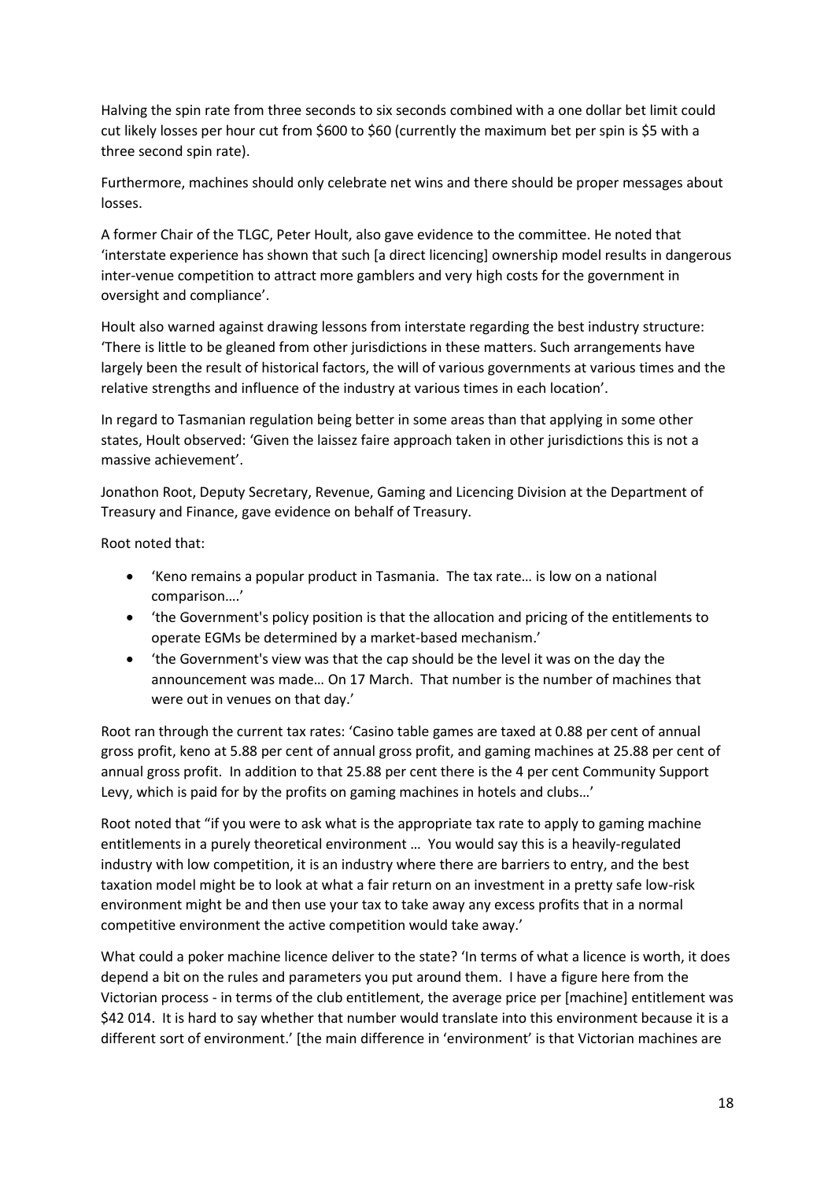Halving the spin rate from three seconds to six seconds combined with a one dollar bet limit could cut likely losses per hour cut from $600 to $60 (currently the maximum bet per spin is $5 with a three second spin rate).

Furthermore, machines should only celebrate net wins and there should be proper messages about losses.

A former Chair of the TLGC, Peter Hoult, also gave evidence to the committee. He noted that 'interstate experience has shown that such [a direct licencing] ownership model results in dangerous inter-venue competition to attract more gamblers and very high costs for the government in oversight and compliance'.

Hoult also warned against drawing lessons from interstate regarding the best industry structure: 'There is little to be gleaned from other jurisdictions in these matters. Such arrangements have largely been the result of historical factors, the will of various governments at various times and the relative strengths and influence of the industry at various times in each location'.

In regard to Tasmanian regulation being better in some areas than that applying in some other states, Hoult observed: 'Given the laissez faire approach taken in other jurisdictions this is not a massive achievement'.

Jonathon Root, Deputy Secretary, Revenue, Gaming and Licencing Division at the Department of Treasury and Finance, gave evidence on behalf of Treasury.

Root noted that:

- 'Keno remains a popular product in Tasmania. The tax rate… is low on a national comparison….'
- 'the Government's policy position is that the allocation and pricing of the entitlements to operate EGMs be determined by a market-based mechanism.'
- 'the Government's view was that the cap should be the level it was on the day the announcement was made… On 17 March. That number is the number of machines that were out in venues on that day.'

Root ran through the current tax rates: 'Casino table games are taxed at 0.88 per cent of annual gross profit, keno at 5.88 per cent of annual gross profit, and gaming machines at 25.88 per cent of annual gross profit. In addition to that 25.88 per cent there is the 4 per cent Community Support Levy, which is paid for by the profits on gaming machines in hotels and clubs…'

Root noted that "if you were to ask what is the appropriate tax rate to apply to gaming machine entitlements in a purely theoretical environment … You would say this is a heavily-regulated industry with low competition, it is an industry where there are barriers to entry, and the best taxation model might be to look at what a fair return on an investment in a pretty safe low-risk environment might be and then use your tax to take away any excess profits that in a normal competitive environment the active competition would take away.'

What could a poker machine licence deliver to the state? 'In terms of what a licence is worth, it does depend a bit on the rules and parameters you put around them. I have a figure here from the Victorian process - in terms of the club entitlement, the average price per [machine] entitlement was $42 014. It is hard to say whether that number would translate into this environment because it is a different sort of environment.' [the main difference in 'environment' is that Victorian machines are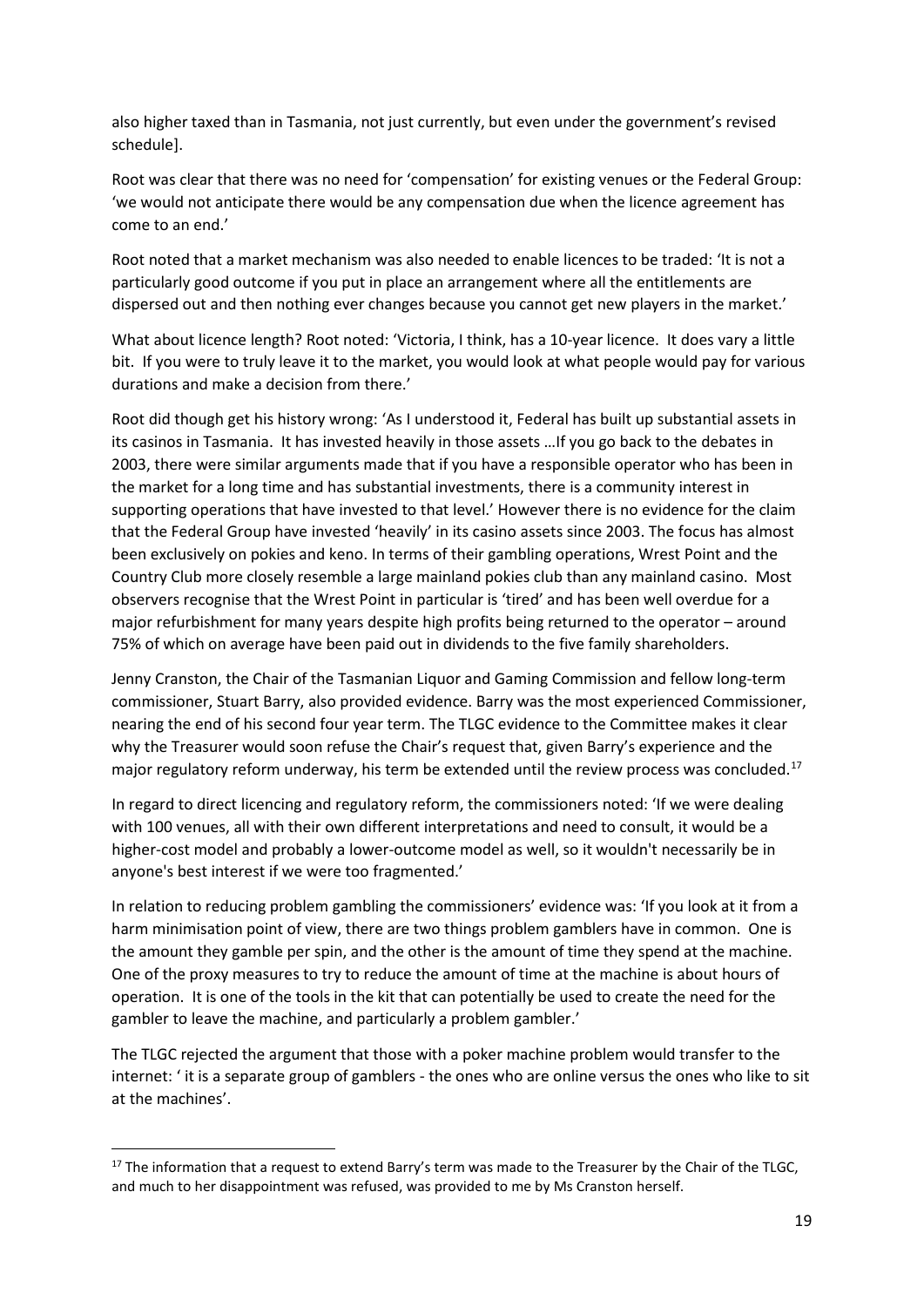also higher taxed than in Tasmania, not just currently, but even under the government's revised schedule].

Root was clear that there was no need for 'compensation' for existing venues or the Federal Group: 'we would not anticipate there would be any compensation due when the licence agreement has come to an end.'

Root noted that a market mechanism was also needed to enable licences to be traded: 'It is not a particularly good outcome if you put in place an arrangement where all the entitlements are dispersed out and then nothing ever changes because you cannot get new players in the market.'

What about licence length? Root noted: 'Victoria, I think, has a 10-year licence. It does vary a little bit. If you were to truly leave it to the market, you would look at what people would pay for various durations and make a decision from there.'

Root did though get his history wrong: 'As I understood it, Federal has built up substantial assets in its casinos in Tasmania. It has invested heavily in those assets …If you go back to the debates in 2003, there were similar arguments made that if you have a responsible operator who has been in the market for a long time and has substantial investments, there is a community interest in supporting operations that have invested to that level.' However there is no evidence for the claim that the Federal Group have invested 'heavily' in its casino assets since 2003. The focus has almost been exclusively on pokies and keno. In terms of their gambling operations, Wrest Point and the Country Club more closely resemble a large mainland pokies club than any mainland casino. Most observers recognise that the Wrest Point in particular is 'tired' and has been well overdue for a major refurbishment for many years despite high profits being returned to the operator – around 75% of which on average have been paid out in dividends to the five family shareholders.

Jenny Cranston, the Chair of the Tasmanian Liquor and Gaming Commission and fellow long-term commissioner, Stuart Barry, also provided evidence. Barry was the most experienced Commissioner, nearing the end of his second four year term. The TLGC evidence to the Committee makes it clear why the Treasurer would soon refuse the Chair's request that, given Barry's experience and the major regulatory reform underway, his term be extended until the review process was concluded.[17]

In regard to direct licencing and regulatory reform, the commissioners noted: 'If we were dealing with 100 venues, all with their own different interpretations and need to consult, it would be a higher-cost model and probably a lower-outcome model as well, so it wouldn't necessarily be in anyone's best interest if we were too fragmented.'

In relation to reducing problem gambling the commissioners' evidence was: 'If you look at it from a harm minimisation point of view, there are two things problem gamblers have in common. One is the amount they gamble per spin, and the other is the amount of time they spend at the machine. One of the proxy measures to try to reduce the amount of time at the machine is about hours of operation. It is one of the tools in the kit that can potentially be used to create the need for the gambler to leave the machine, and particularly a problem gambler.'

The TLGC rejected the argument that those with a poker machine problem would transfer to the internet: ' it is a separate group of gamblers - the ones who are online versus the ones who like to sit at the machines'.

[17] The information that a request to extend Barry's term was made to the Treasurer by the Chair of the TLGC, and much to her disappointment was refused, was provided to me by Ms Cranston herself.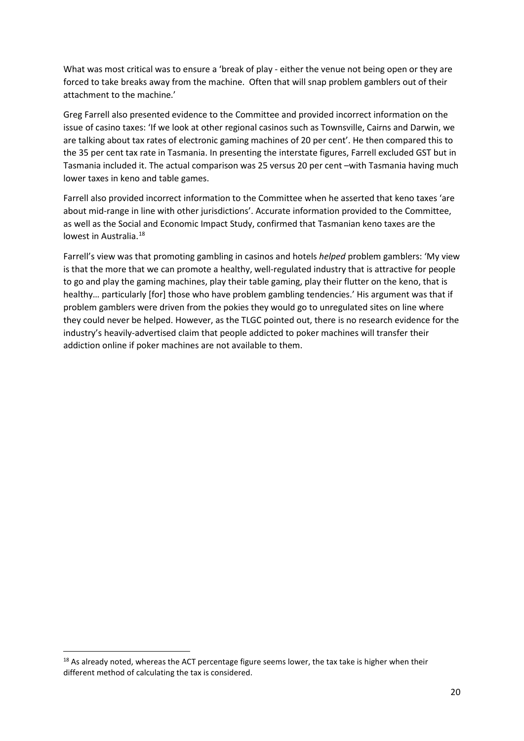What was most critical was to ensure a 'break of play - either the venue not being open or they are forced to take breaks away from the machine. Often that will snap problem gamblers out of their attachment to the machine.'

Greg Farrell also presented evidence to the Committee and provided incorrect information on the issue of casino taxes: 'If we look at other regional casinos such as Townsville, Cairns and Darwin, we are talking about tax rates of electronic gaming machines of 20 per cent'. He then compared this to the 35 per cent tax rate in Tasmania. In presenting the interstate figures, Farrell excluded GST but in Tasmania included it. The actual comparison was 25 versus 20 per cent –with Tasmania having much lower taxes in keno and table games.

Farrell also provided incorrect information to the Committee when he asserted that keno taxes 'are about mid-range in line with other jurisdictions'. Accurate information provided to the Committee, as well as the Social and Economic Impact Study, confirmed that Tasmanian keno taxes are the lowest in Australia.[18]

Farrell's view was that promoting gambling in casinos and hotels *helped* problem gamblers: 'My view is that the more that we can promote a healthy, well-regulated industry that is attractive for people to go and play the gaming machines, play their table gaming, play their flutter on the keno, that is healthy… particularly [for] those who have problem gambling tendencies.' His argument was that if problem gamblers were driven from the pokies they would go to unregulated sites on line where they could never be helped. However, as the TLGC pointed out, there is no research evidence for the industry's heavily-advertised claim that people addicted to poker machines will transfer their addiction online if poker machines are not available to them.

[18] As already noted, whereas the ACT percentage figure seems lower, the tax take is higher when their different method of calculating the tax is considered.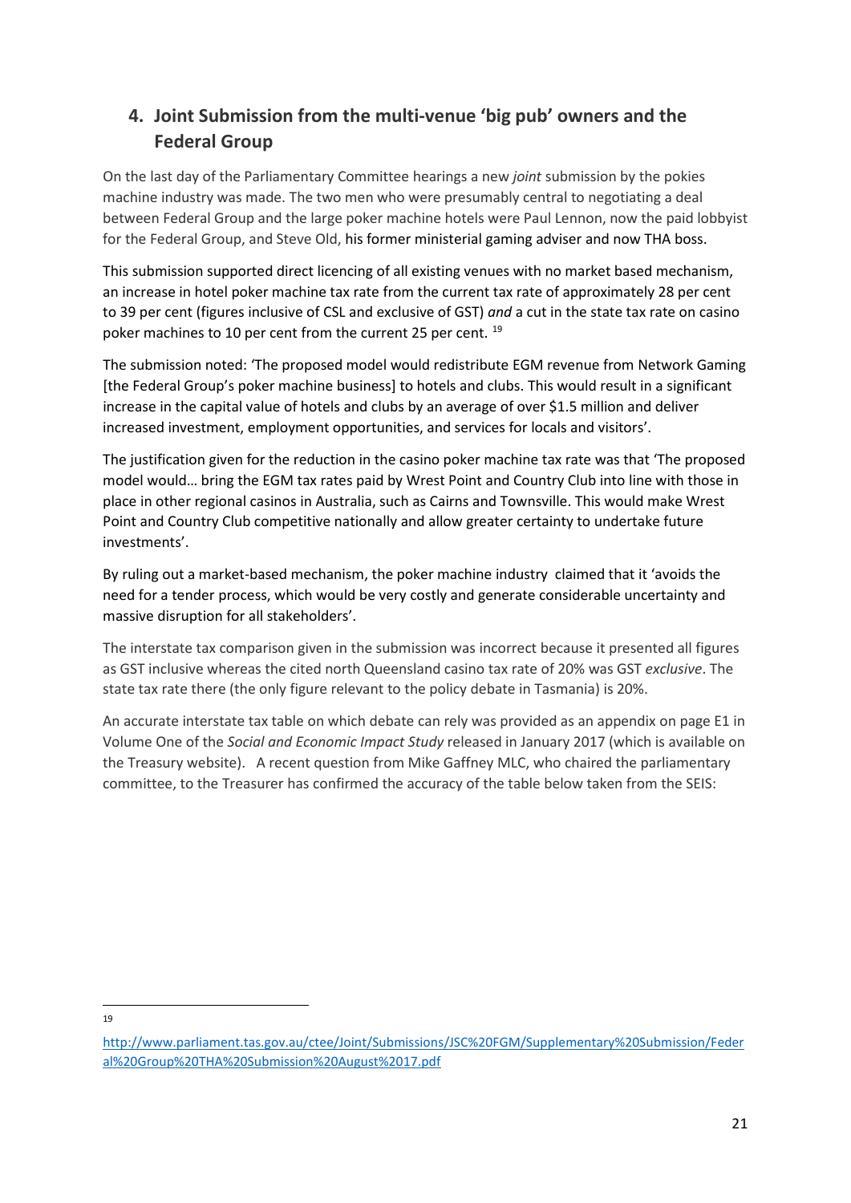## 4. Joint Submission from the multi-venue 'big pub' owners and the Federal Group

On the last day of the Parliamentary Committee hearings a new *joint* submission by the pokies machine industry was made. The two men who were presumably central to negotiating a deal between Federal Group and the large poker machine hotels were Paul Lennon, now the paid lobbyist for the Federal Group, and Steve Old, his former ministerial gaming adviser and now THA boss.

This submission supported direct licencing of all existing venues with no market based mechanism, an increase in hotel poker machine tax rate from the current tax rate of approximately 28 per cent to 39 per cent (figures inclusive of CSL and exclusive of GST) *and* a cut in the state tax rate on casino poker machines to 10 per cent from the current 25 per cent. [19]

The submission noted: 'The proposed model would redistribute EGM revenue from Network Gaming [the Federal Group's poker machine business] to hotels and clubs. This would result in a significant increase in the capital value of hotels and clubs by an average of over $1.5 million and deliver increased investment, employment opportunities, and services for locals and visitors'.

The justification given for the reduction in the casino poker machine tax rate was that 'The proposed model would… bring the EGM tax rates paid by Wrest Point and Country Club into line with those in place in other regional casinos in Australia, such as Cairns and Townsville. This would make Wrest Point and Country Club competitive nationally and allow greater certainty to undertake future investments'.

By ruling out a market-based mechanism, the poker machine industry claimed that it 'avoids the need for a tender process, which would be very costly and generate considerable uncertainty and massive disruption for all stakeholders'.

The interstate tax comparison given in the submission was incorrect because it presented all figures as GST inclusive whereas the cited north Queensland casino tax rate of 20% was GST *exclusive*. The state tax rate there (the only figure relevant to the policy debate in Tasmania) is 20%.

An accurate interstate tax table on which debate can rely was provided as an appendix on page E1 in Volume One of the *Social and Economic Impact Study* released in January 2017 (which is available on the Treasury website). A recent question from Mike Gaffney MLC, who chaired the parliamentary committee, to the Treasurer has confirmed the accuracy of the table below taken from the SEIS:

---

[19] http://www.parliament.tas.gov.au/ctee/Joint/Submissions/JSC%20FGM/Supplementary%20Submission/Federal%20Group%20THA%20Submission%20August%2017.pdf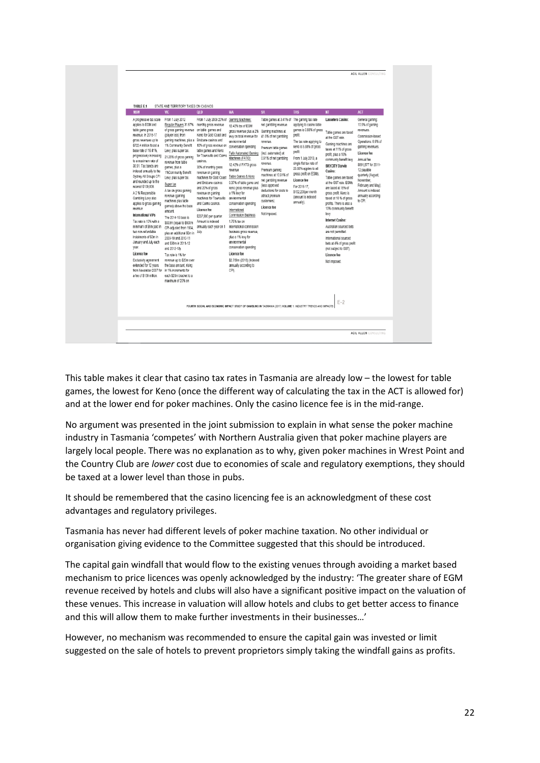TABLE E.1 STATE AND TERRITORY TAXES ON CASINOS

| NSW | VIC | QLD | WA | SA | TAS | NT | ACT |
|---|---|---|---|---|---|---|---|
| A progressive tax scale applies to EGM and table game gross revenue. In 2016-17 gross revenues up to $722.4 million faced a base rate of 16.41% progressively increasing to a maximum rate of 38.91. Tax bands are indexed annually to the Sydney All Groups CPI and rounded up to the nearest $100,000. A 2 % Responsible Gambling Levy also applies to gross gaming revenue. **International VIPs** Tax rate is 10% with a minimum of $8m paid in two non-refundable instalments of $3m in January and July each year. **Licence fee** Exclusivity agreement extended for 12 years from November 2007 for a fee of $100 million. | From 1 July 2012 Regular Players 31.57% of gross gaming revenue (player loss) from gaming machines, plus a 1% Community Benefit Levy, plus super tax. 21.25% of gross gaming revenue from table games, plus a 1%Community Benefit Levy, plus super tax. Super tax A tax on gross gaming revenue (gaming machines plus table games) above the base amount. The 2014-15 base is $693m (equal to $500m CPI-adjusted from 1994, plus an additional $5m in 2009-10 and 2010-11 and $38m in 2011-12 and 2012-13). Tax rate is 1% for revenue up to $20m over the base amount, rising in 1% increments for each $20m bracket to a maximum of 20% on | From 1 July 2009 20% of monthly gross revenue on table games and Keno for Gold Coast and Brisbane casinos and 10% of gross revenue on table games and Keno for Townsville and Cairns casinos. 30% of monthly gross revenue on gaming machines for Gold Coast and Brisbane casinos and 20% of gross revenue on gaming machines for Townsville and Cairns casinos. **Licence fee** $237,800 per quarter Amount is indexed annually each year on 1 July. | Gaming Machines: 12.42% tax of EGM gross revenue plus a 2% levy on total revenue for environmental conversation spending Fully Automated Gaming Machines (FATG): 12.42% of FATG gross revenue Table Games & Keno 0.37% of table game and keno gross revenue plus a 1% levy for environmental conservation spending International Commission Business 1.75% tax on international commission business gross revenue, plus a 1% levy for environmental conservation spending **Licence fee** $2.769m (2016) (indexed annually according to CPI). | Table games at 3.41% of net gambling revenue. Gaming machines at 41.0% of net gambling revenue. Premium table games (incl. automated) at 0.91% of net gambling revenue. Premium gaming machines at 10.91% of net gambling revenue (less approved deductions for costs to attract premium customers). **Licence fee** Not imposed. | The gaming tax rate applying to casino table games is 0.88% of gross profit. The tax rate applying to keno is 5.88% of gross profit. From 1 July 2013, a single flat tax rate of 25.88% applies to all gross profit on EGMs. **Licence fee** For 2016-17, $152,200per month (amount is indexed annually). | **Lasseters Casino:** Table games are taxed at the GST rate. Gaming machines are taxes at 11% of gross profit, plus a 10% community benefit levy **SKYCITY Darwin Casino:** Table games are taxed at the GST rate. EGMs are taxed at 18% of gross profit. Keno is taxed at 10 % of gross profits. There is also a 10% community benefit levy. **Internet Casino:** Australian sourced bets are not permitted. International sourced bets at 4% of gross profit (not subject to GST). **Licence fee** Not imposed. | General gaming: 10.9% of gaming revenues. Commission-based Operations: 0.9% of gaming revenues. **Licence fee** Annual fee $891,877 for 2011-12 payable quarterly (August, November, February and May). Amount is indexed annually according to CPI. |

FOURTH SOCIAL AND ECONOMIC IMPACT STUDY OF GAMBLING IN TASMANIA (2017) VOLUME 1: INDUSTRY TRENDS AND IMPACTS E–2

This table makes it clear that casino tax rates in Tasmania are already low – the lowest for table games, the lowest for Keno (once the different way of calculating the tax in the ACT is allowed for) and at the lower end for poker machines. Only the casino licence fee is in the mid-range.

No argument was presented in the joint submission to explain in what sense the poker machine industry in Tasmania 'competes' with Northern Australia given that poker machine players are largely local people. There was no explanation as to why, given poker machines in Wrest Point and the Country Club are *lower* cost due to economies of scale and regulatory exemptions, they should be taxed at a lower level than those in pubs.

It should be remembered that the casino licencing fee is an acknowledgment of these cost advantages and regulatory privileges.

Tasmania has never had different levels of poker machine taxation. No other individual or organisation giving evidence to the Committee suggested that this should be introduced.

The capital gain windfall that would flow to the existing venues through avoiding a market based mechanism to price licences was openly acknowledged by the industry: 'The greater share of EGM revenue received by hotels and clubs will also have a significant positive impact on the valuation of these venues. This increase in valuation will allow hotels and clubs to get better access to finance and this will allow them to make further investments in their businesses…'

However, no mechanism was recommended to ensure the capital gain was invested or limit suggested on the sale of hotels to prevent proprietors simply taking the windfall gains as profits.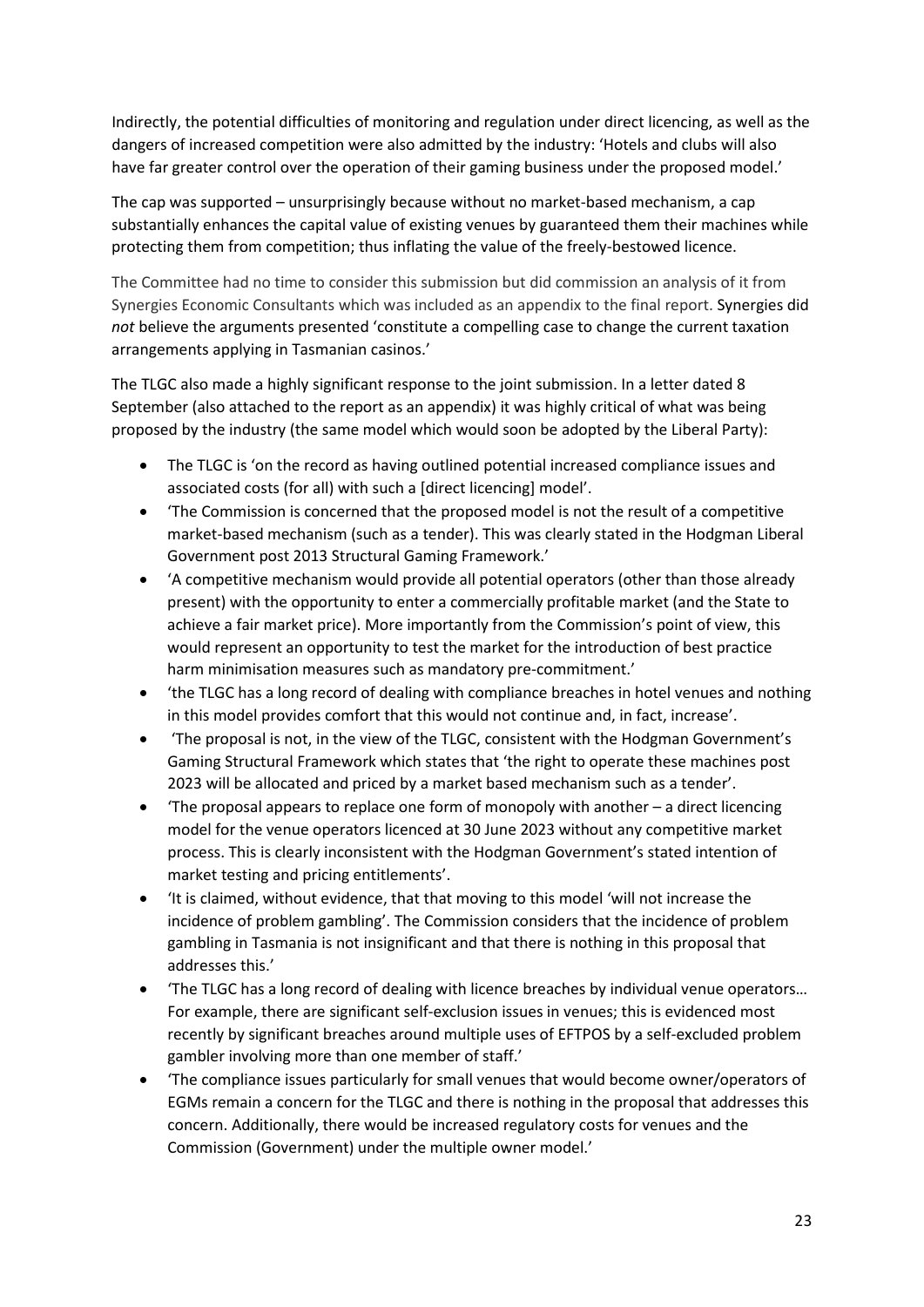Indirectly, the potential difficulties of monitoring and regulation under direct licencing, as well as the dangers of increased competition were also admitted by the industry: 'Hotels and clubs will also have far greater control over the operation of their gaming business under the proposed model.'

The cap was supported – unsurprisingly because without no market-based mechanism, a cap substantially enhances the capital value of existing venues by guaranteed them their machines while protecting them from competition; thus inflating the value of the freely-bestowed licence.

The Committee had no time to consider this submission but did commission an analysis of it from Synergies Economic Consultants which was included as an appendix to the final report. Synergies did *not* believe the arguments presented 'constitute a compelling case to change the current taxation arrangements applying in Tasmanian casinos.'

The TLGC also made a highly significant response to the joint submission. In a letter dated 8 September (also attached to the report as an appendix) it was highly critical of what was being proposed by the industry (the same model which would soon be adopted by the Liberal Party):

- The TLGC is 'on the record as having outlined potential increased compliance issues and associated costs (for all) with such a [direct licencing] model'.
- 'The Commission is concerned that the proposed model is not the result of a competitive market-based mechanism (such as a tender). This was clearly stated in the Hodgman Liberal Government post 2013 Structural Gaming Framework.'
- 'A competitive mechanism would provide all potential operators (other than those already present) with the opportunity to enter a commercially profitable market (and the State to achieve a fair market price). More importantly from the Commission's point of view, this would represent an opportunity to test the market for the introduction of best practice harm minimisation measures such as mandatory pre-commitment.'
- 'the TLGC has a long record of dealing with compliance breaches in hotel venues and nothing in this model provides comfort that this would not continue and, in fact, increase'.
- 'The proposal is not, in the view of the TLGC, consistent with the Hodgman Government's Gaming Structural Framework which states that 'the right to operate these machines post 2023 will be allocated and priced by a market based mechanism such as a tender'.
- 'The proposal appears to replace one form of monopoly with another – a direct licencing model for the venue operators licenced at 30 June 2023 without any competitive market process. This is clearly inconsistent with the Hodgman Government's stated intention of market testing and pricing entitlements'.
- 'It is claimed, without evidence, that that moving to this model 'will not increase the incidence of problem gambling'. The Commission considers that the incidence of problem gambling in Tasmania is not insignificant and that there is nothing in this proposal that addresses this.'
- 'The TLGC has a long record of dealing with licence breaches by individual venue operators… For example, there are significant self-exclusion issues in venues; this is evidenced most recently by significant breaches around multiple uses of EFTPOS by a self-excluded problem gambler involving more than one member of staff.'
- 'The compliance issues particularly for small venues that would become owner/operators of EGMs remain a concern for the TLGC and there is nothing in the proposal that addresses this concern. Additionally, there would be increased regulatory costs for venues and the Commission (Government) under the multiple owner model.'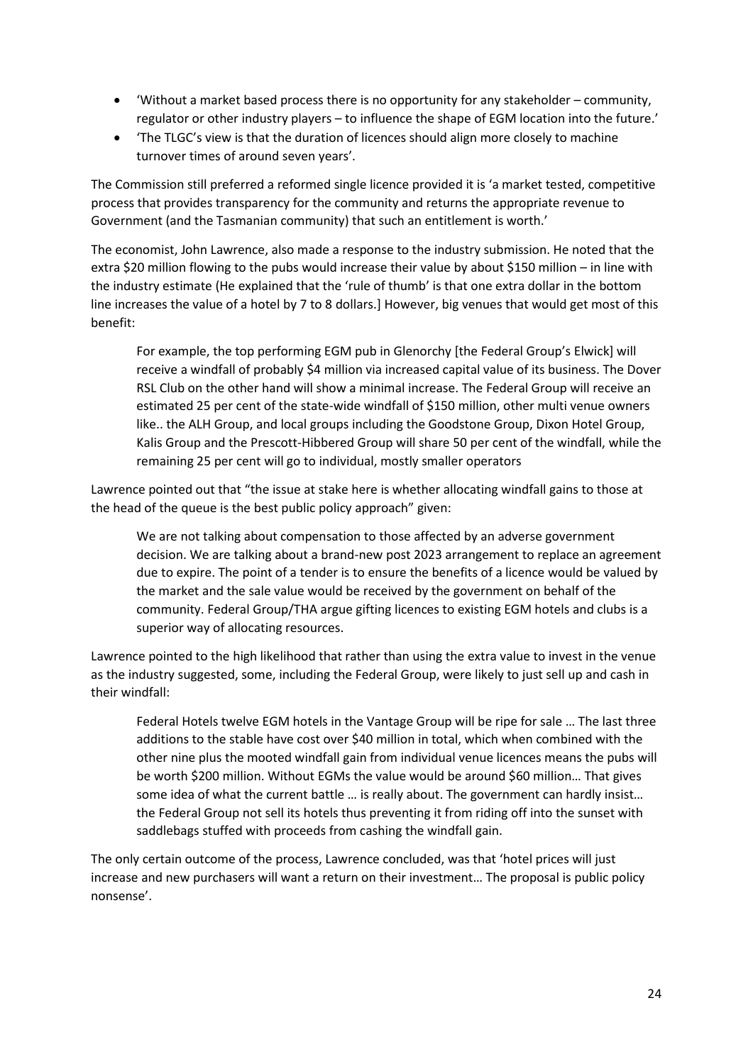- 'Without a market based process there is no opportunity for any stakeholder – community, regulator or other industry players – to influence the shape of EGM location into the future.'
- 'The TLGC's view is that the duration of licences should align more closely to machine turnover times of around seven years'.

The Commission still preferred a reformed single licence provided it is 'a market tested, competitive process that provides transparency for the community and returns the appropriate revenue to Government (and the Tasmanian community) that such an entitlement is worth.'

The economist, John Lawrence, also made a response to the industry submission. He noted that the extra $20 million flowing to the pubs would increase their value by about $150 million – in line with the industry estimate (He explained that the 'rule of thumb' is that one extra dollar in the bottom line increases the value of a hotel by 7 to 8 dollars.] However, big venues that would get most of this benefit:

> For example, the top performing EGM pub in Glenorchy [the Federal Group's Elwick] will receive a windfall of probably $4 million via increased capital value of its business. The Dover RSL Club on the other hand will show a minimal increase. The Federal Group will receive an estimated 25 per cent of the state-wide windfall of $150 million, other multi venue owners like.. the ALH Group, and local groups including the Goodstone Group, Dixon Hotel Group, Kalis Group and the Prescott-Hibbered Group will share 50 per cent of the windfall, while the remaining 25 per cent will go to individual, mostly smaller operators

Lawrence pointed out that "the issue at stake here is whether allocating windfall gains to those at the head of the queue is the best public policy approach" given:

> We are not talking about compensation to those affected by an adverse government decision. We are talking about a brand-new post 2023 arrangement to replace an agreement due to expire. The point of a tender is to ensure the benefits of a licence would be valued by the market and the sale value would be received by the government on behalf of the community. Federal Group/THA argue gifting licences to existing EGM hotels and clubs is a superior way of allocating resources.

Lawrence pointed to the high likelihood that rather than using the extra value to invest in the venue as the industry suggested, some, including the Federal Group, were likely to just sell up and cash in their windfall:

> Federal Hotels twelve EGM hotels in the Vantage Group will be ripe for sale … The last three additions to the stable have cost over $40 million in total, which when combined with the other nine plus the mooted windfall gain from individual venue licences means the pubs will be worth $200 million. Without EGMs the value would be around $60 million… That gives some idea of what the current battle … is really about. The government can hardly insist… the Federal Group not sell its hotels thus preventing it from riding off into the sunset with saddlebags stuffed with proceeds from cashing the windfall gain.

The only certain outcome of the process, Lawrence concluded, was that 'hotel prices will just increase and new purchasers will want a return on their investment… The proposal is public policy nonsense'.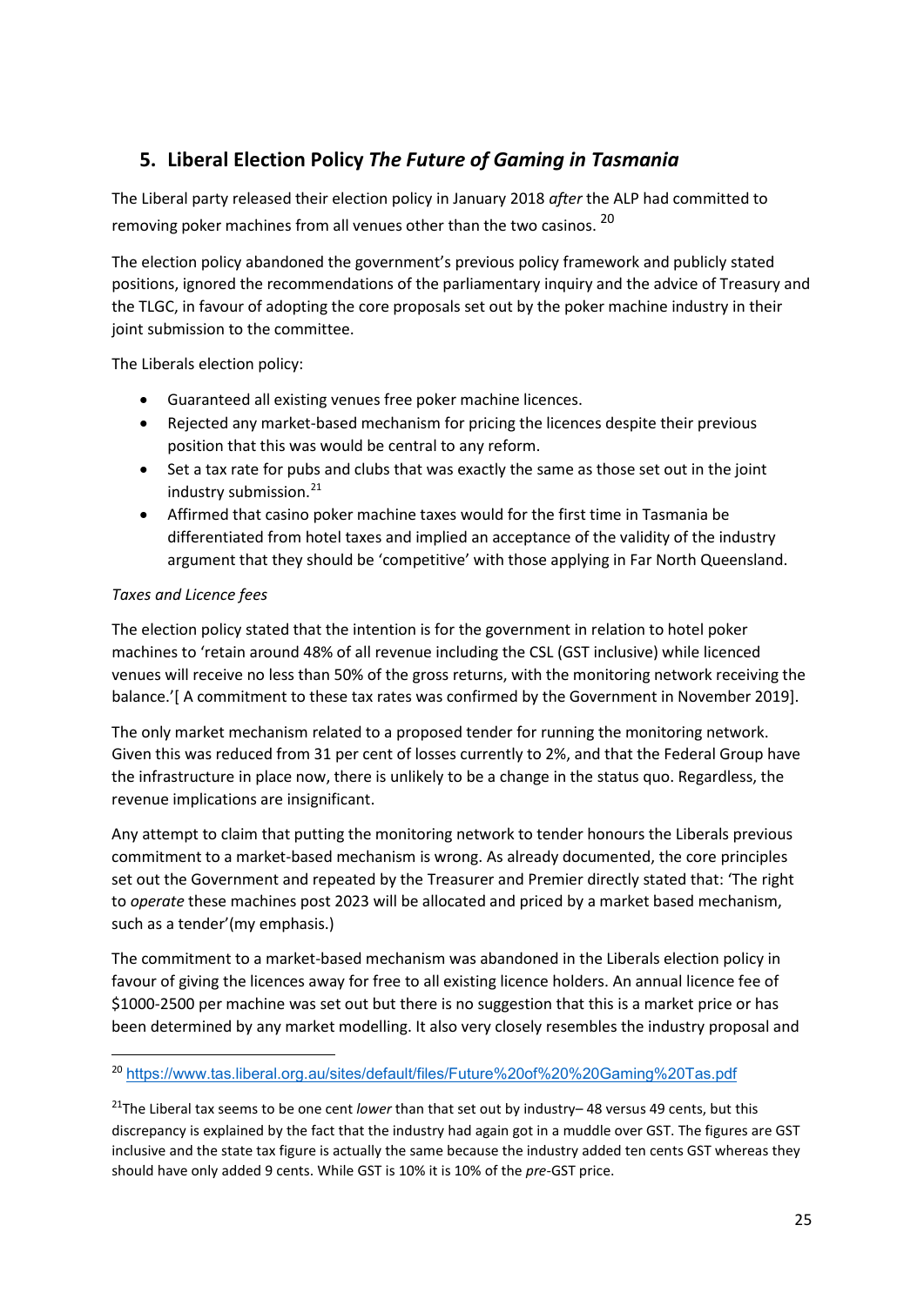## 5. Liberal Election Policy *The Future of Gaming in Tasmania*

The Liberal party released their election policy in January 2018 *after* the ALP had committed to removing poker machines from all venues other than the two casinos. [20]

The election policy abandoned the government's previous policy framework and publicly stated positions, ignored the recommendations of the parliamentary inquiry and the advice of Treasury and the TLGC, in favour of adopting the core proposals set out by the poker machine industry in their joint submission to the committee.

The Liberals election policy:

- Guaranteed all existing venues free poker machine licences.
- Rejected any market-based mechanism for pricing the licences despite their previous position that this was would be central to any reform.
- Set a tax rate for pubs and clubs that was exactly the same as those set out in the joint industry submission.[21]
- Affirmed that casino poker machine taxes would for the first time in Tasmania be differentiated from hotel taxes and implied an acceptance of the validity of the industry argument that they should be 'competitive' with those applying in Far North Queensland.

*Taxes and Licence fees*

The election policy stated that the intention is for the government in relation to hotel poker machines to 'retain around 48% of all revenue including the CSL (GST inclusive) while licenced venues will receive no less than 50% of the gross returns, with the monitoring network receiving the balance.'[ A commitment to these tax rates was confirmed by the Government in November 2019].

The only market mechanism related to a proposed tender for running the monitoring network. Given this was reduced from 31 per cent of losses currently to 2%, and that the Federal Group have the infrastructure in place now, there is unlikely to be a change in the status quo. Regardless, the revenue implications are insignificant.

Any attempt to claim that putting the monitoring network to tender honours the Liberals previous commitment to a market-based mechanism is wrong. As already documented, the core principles set out the Government and repeated by the Treasurer and Premier directly stated that: 'The right to *operate* these machines post 2023 will be allocated and priced by a market based mechanism, such as a tender'(my emphasis.)

The commitment to a market-based mechanism was abandoned in the Liberals election policy in favour of giving the licences away for free to all existing licence holders. An annual licence fee of $1000-2500 per machine was set out but there is no suggestion that this is a market price or has been determined by any market modelling. It also very closely resembles the industry proposal and

---

[20] https://www.tas.liberal.org.au/sites/default/files/Future%20of%20%20Gaming%20Tas.pdf

[21] The Liberal tax seems to be one cent *lower* than that set out by industry– 48 versus 49 cents, but this discrepancy is explained by the fact that the industry had again got in a muddle over GST. The figures are GST inclusive and the state tax figure is actually the same because the industry added ten cents GST whereas they should have only added 9 cents. While GST is 10% it is 10% of the *pre*-GST price.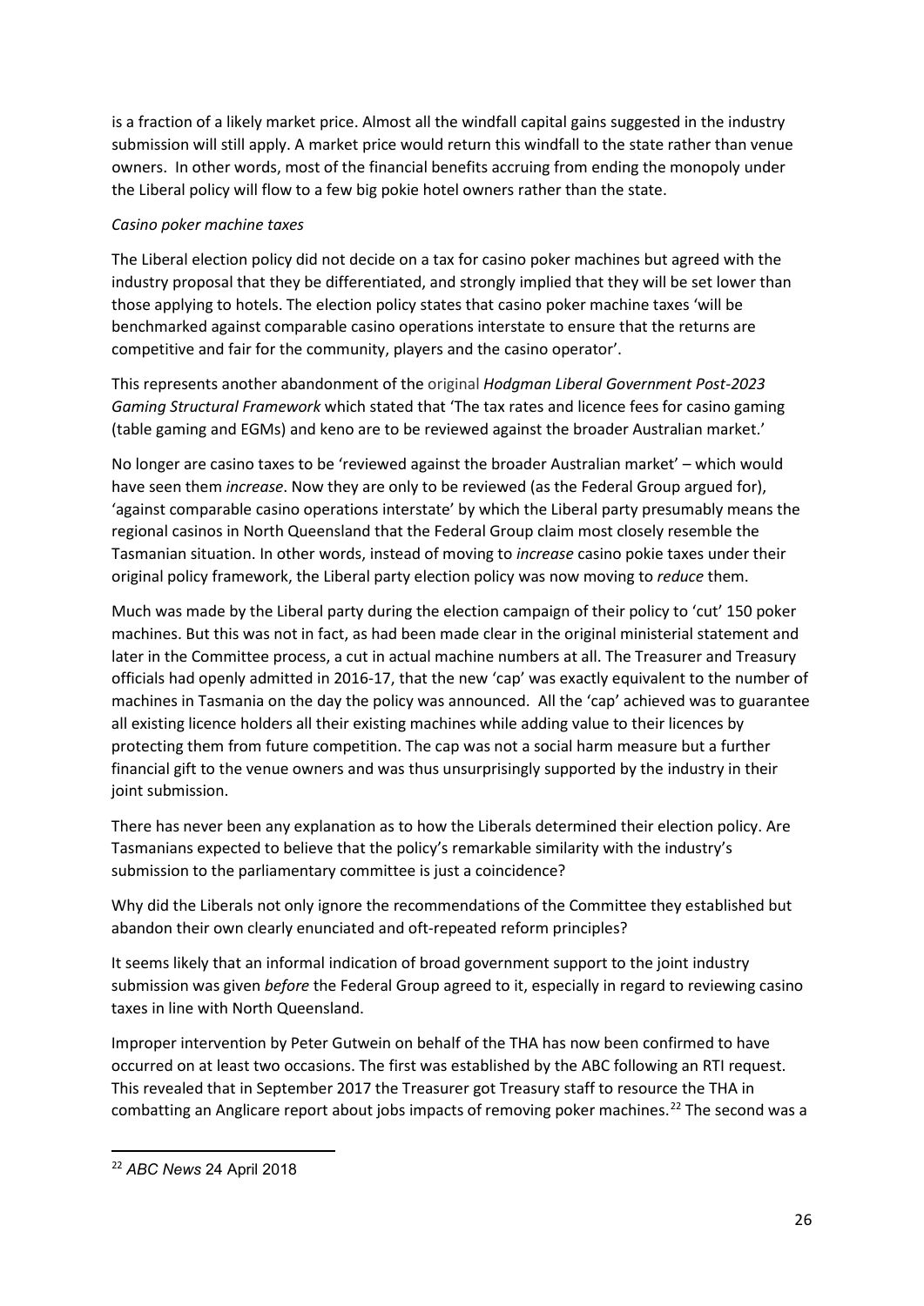is a fraction of a likely market price. Almost all the windfall capital gains suggested in the industry submission will still apply. A market price would return this windfall to the state rather than venue owners. In other words, most of the financial benefits accruing from ending the monopoly under the Liberal policy will flow to a few big pokie hotel owners rather than the state.

*Casino poker machine taxes*

The Liberal election policy did not decide on a tax for casino poker machines but agreed with the industry proposal that they be differentiated, and strongly implied that they will be set lower than those applying to hotels. The election policy states that casino poker machine taxes 'will be benchmarked against comparable casino operations interstate to ensure that the returns are competitive and fair for the community, players and the casino operator'.

This represents another abandonment of the original *Hodgman Liberal Government Post-2023 Gaming Structural Framework* which stated that 'The tax rates and licence fees for casino gaming (table gaming and EGMs) and keno are to be reviewed against the broader Australian market.'

No longer are casino taxes to be 'reviewed against the broader Australian market' – which would have seen them *increase*. Now they are only to be reviewed (as the Federal Group argued for), 'against comparable casino operations interstate' by which the Liberal party presumably means the regional casinos in North Queensland that the Federal Group claim most closely resemble the Tasmanian situation. In other words, instead of moving to *increase* casino pokie taxes under their original policy framework, the Liberal party election policy was now moving to *reduce* them.

Much was made by the Liberal party during the election campaign of their policy to 'cut' 150 poker machines. But this was not in fact, as had been made clear in the original ministerial statement and later in the Committee process, a cut in actual machine numbers at all. The Treasurer and Treasury officials had openly admitted in 2016-17, that the new 'cap' was exactly equivalent to the number of machines in Tasmania on the day the policy was announced. All the 'cap' achieved was to guarantee all existing licence holders all their existing machines while adding value to their licences by protecting them from future competition. The cap was not a social harm measure but a further financial gift to the venue owners and was thus unsurprisingly supported by the industry in their joint submission.

There has never been any explanation as to how the Liberals determined their election policy. Are Tasmanians expected to believe that the policy's remarkable similarity with the industry's submission to the parliamentary committee is just a coincidence?

Why did the Liberals not only ignore the recommendations of the Committee they established but abandon their own clearly enunciated and oft-repeated reform principles?

It seems likely that an informal indication of broad government support to the joint industry submission was given *before* the Federal Group agreed to it, especially in regard to reviewing casino taxes in line with North Queensland.

Improper intervention by Peter Gutwein on behalf of the THA has now been confirmed to have occurred on at least two occasions. The first was established by the ABC following an RTI request. This revealed that in September 2017 the Treasurer got Treasury staff to resource the THA in combatting an Anglicare report about jobs impacts of removing poker machines.[22] The second was a

---

[22] *ABC News* 24 April 2018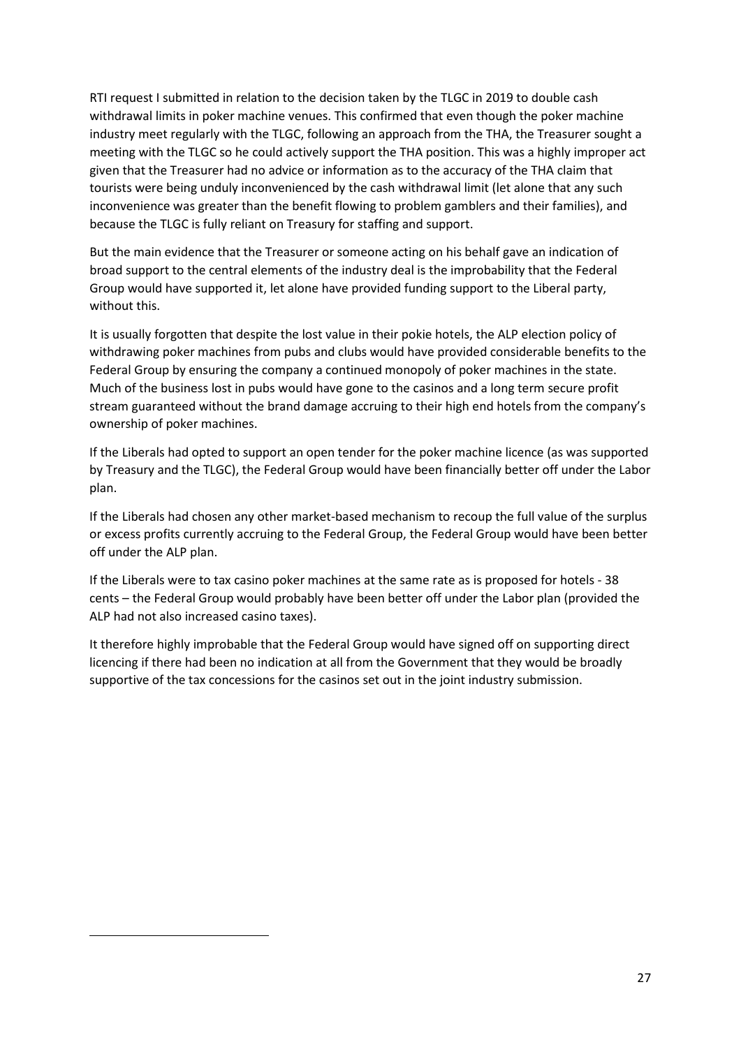RTI request I submitted in relation to the decision taken by the TLGC in 2019 to double cash withdrawal limits in poker machine venues. This confirmed that even though the poker machine industry meet regularly with the TLGC, following an approach from the THA, the Treasurer sought a meeting with the TLGC so he could actively support the THA position. This was a highly improper act given that the Treasurer had no advice or information as to the accuracy of the THA claim that tourists were being unduly inconvenienced by the cash withdrawal limit (let alone that any such inconvenience was greater than the benefit flowing to problem gamblers and their families), and because the TLGC is fully reliant on Treasury for staffing and support.

But the main evidence that the Treasurer or someone acting on his behalf gave an indication of broad support to the central elements of the industry deal is the improbability that the Federal Group would have supported it, let alone have provided funding support to the Liberal party, without this.

It is usually forgotten that despite the lost value in their pokie hotels, the ALP election policy of withdrawing poker machines from pubs and clubs would have provided considerable benefits to the Federal Group by ensuring the company a continued monopoly of poker machines in the state. Much of the business lost in pubs would have gone to the casinos and a long term secure profit stream guaranteed without the brand damage accruing to their high end hotels from the company's ownership of poker machines.

If the Liberals had opted to support an open tender for the poker machine licence (as was supported by Treasury and the TLGC), the Federal Group would have been financially better off under the Labor plan.

If the Liberals had chosen any other market-based mechanism to recoup the full value of the surplus or excess profits currently accruing to the Federal Group, the Federal Group would have been better off under the ALP plan.

If the Liberals were to tax casino poker machines at the same rate as is proposed for hotels - 38 cents – the Federal Group would probably have been better off under the Labor plan (provided the ALP had not also increased casino taxes).

It therefore highly improbable that the Federal Group would have signed off on supporting direct licencing if there had been no indication at all from the Government that they would be broadly supportive of the tax concessions for the casinos set out in the joint industry submission.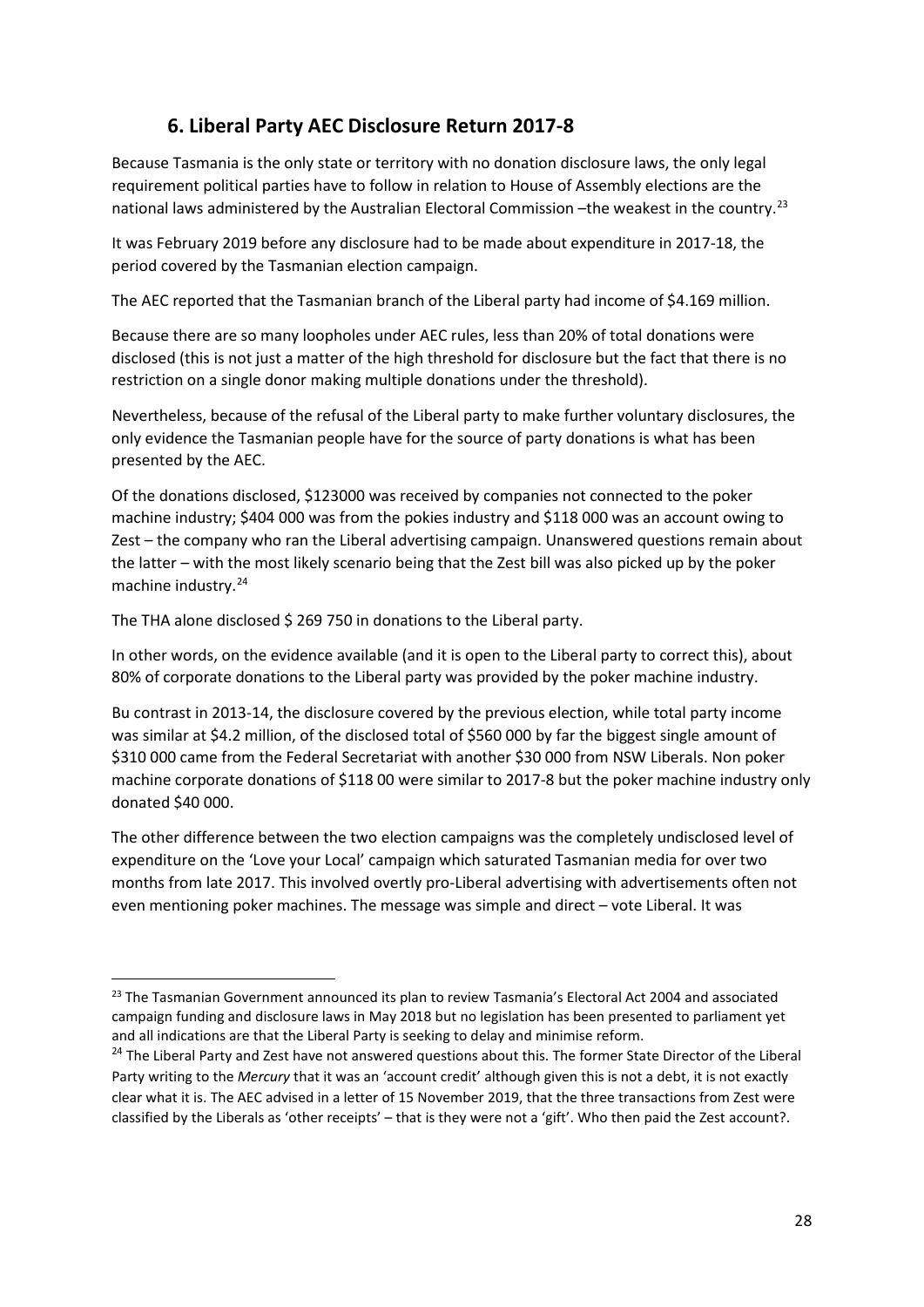## 6. Liberal Party AEC Disclosure Return 2017-8

Because Tasmania is the only state or territory with no donation disclosure laws, the only legal requirement political parties have to follow in relation to House of Assembly elections are the national laws administered by the Australian Electoral Commission –the weakest in the country.[23]

It was February 2019 before any disclosure had to be made about expenditure in 2017-18, the period covered by the Tasmanian election campaign.

The AEC reported that the Tasmanian branch of the Liberal party had income of $4.169 million.

Because there are so many loopholes under AEC rules, less than 20% of total donations were disclosed (this is not just a matter of the high threshold for disclosure but the fact that there is no restriction on a single donor making multiple donations under the threshold).

Nevertheless, because of the refusal of the Liberal party to make further voluntary disclosures, the only evidence the Tasmanian people have for the source of party donations is what has been presented by the AEC.

Of the donations disclosed, $123000 was received by companies not connected to the poker machine industry; $404 000 was from the pokies industry and $118 000 was an account owing to Zest – the company who ran the Liberal advertising campaign. Unanswered questions remain about the latter – with the most likely scenario being that the Zest bill was also picked up by the poker machine industry.[24]

The THA alone disclosed $ 269 750 in donations to the Liberal party.

In other words, on the evidence available (and it is open to the Liberal party to correct this), about 80% of corporate donations to the Liberal party was provided by the poker machine industry.

Bu contrast in 2013-14, the disclosure covered by the previous election, while total party income was similar at $4.2 million, of the disclosed total of $560 000 by far the biggest single amount of $310 000 came from the Federal Secretariat with another $30 000 from NSW Liberals. Non poker machine corporate donations of $118 00 were similar to 2017-8 but the poker machine industry only donated $40 000.

The other difference between the two election campaigns was the completely undisclosed level of expenditure on the 'Love your Local' campaign which saturated Tasmanian media for over two months from late 2017. This involved overtly pro-Liberal advertising with advertisements often not even mentioning poker machines. The message was simple and direct – vote Liberal. It was

[23] The Tasmanian Government announced its plan to review Tasmania's Electoral Act 2004 and associated campaign funding and disclosure laws in May 2018 but no legislation has been presented to parliament yet and all indications are that the Liberal Party is seeking to delay and minimise reform.

[24] The Liberal Party and Zest have not answered questions about this. The former State Director of the Liberal Party writing to the *Mercury* that it was an 'account credit' although given this is not a debt, it is not exactly clear what it is. The AEC advised in a letter of 15 November 2019, that the three transactions from Zest were classified by the Liberals as 'other receipts' – that is they were not a 'gift'. Who then paid the Zest account?.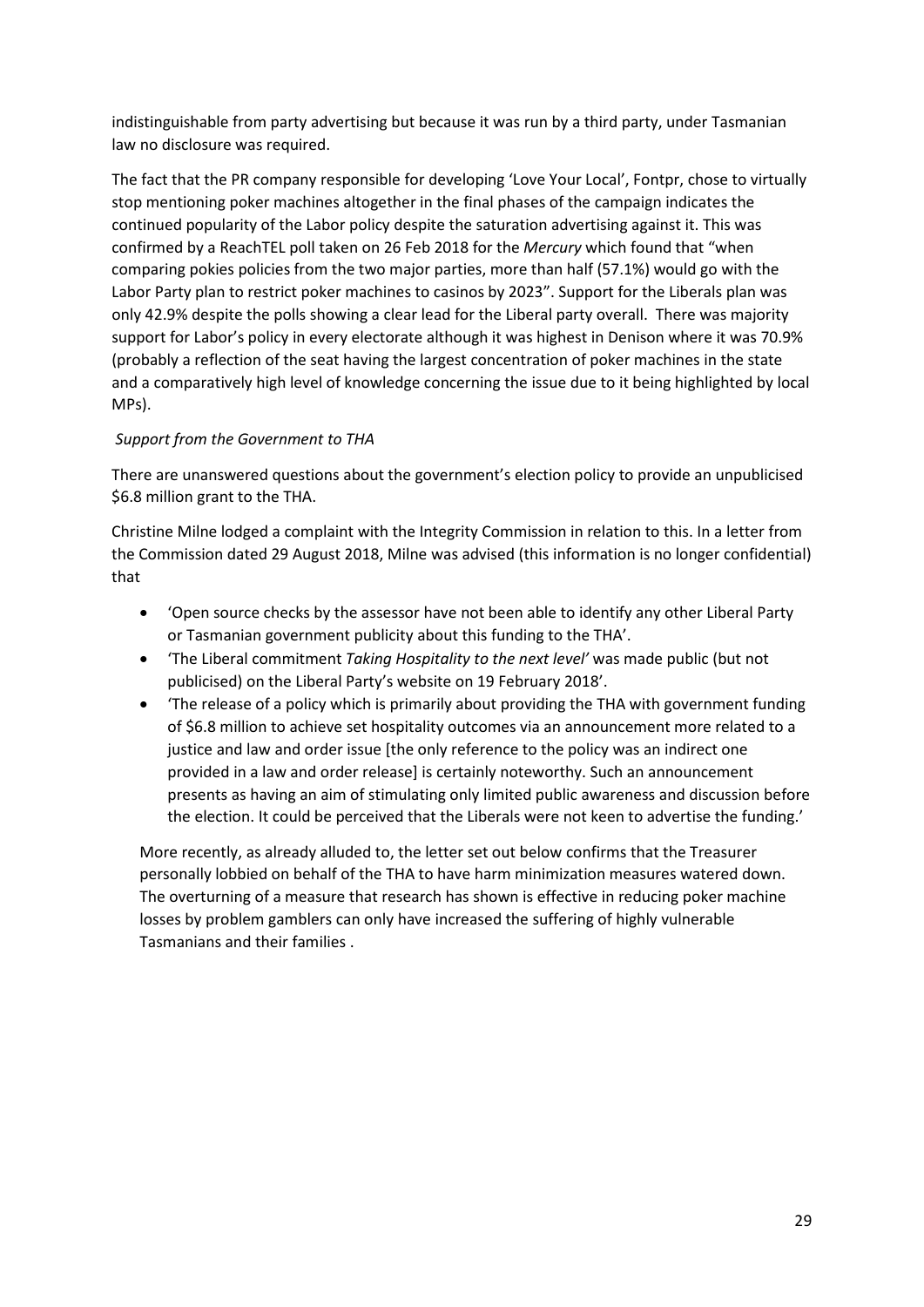indistinguishable from party advertising but because it was run by a third party, under Tasmanian law no disclosure was required.

The fact that the PR company responsible for developing 'Love Your Local', Fontpr, chose to virtually stop mentioning poker machines altogether in the final phases of the campaign indicates the continued popularity of the Labor policy despite the saturation advertising against it. This was confirmed by a ReachTEL poll taken on 26 Feb 2018 for the *Mercury* which found that "when comparing pokies policies from the two major parties, more than half (57.1%) would go with the Labor Party plan to restrict poker machines to casinos by 2023". Support for the Liberals plan was only 42.9% despite the polls showing a clear lead for the Liberal party overall. There was majority support for Labor's policy in every electorate although it was highest in Denison where it was 70.9% (probably a reflection of the seat having the largest concentration of poker machines in the state and a comparatively high level of knowledge concerning the issue due to it being highlighted by local MPs).

*Support from the Government to THA*

There are unanswered questions about the government's election policy to provide an unpublicised $6.8 million grant to the THA.

Christine Milne lodged a complaint with the Integrity Commission in relation to this. In a letter from the Commission dated 29 August 2018, Milne was advised (this information is no longer confidential) that

- 'Open source checks by the assessor have not been able to identify any other Liberal Party or Tasmanian government publicity about this funding to the THA'.
- 'The Liberal commitment *Taking Hospitality to the next level'* was made public (but not publicised) on the Liberal Party's website on 19 February 2018'.
- 'The release of a policy which is primarily about providing the THA with government funding of $6.8 million to achieve set hospitality outcomes via an announcement more related to a justice and law and order issue [the only reference to the policy was an indirect one provided in a law and order release] is certainly noteworthy. Such an announcement presents as having an aim of stimulating only limited public awareness and discussion before the election. It could be perceived that the Liberals were not keen to advertise the funding.'

More recently, as already alluded to, the letter set out below confirms that the Treasurer personally lobbied on behalf of the THA to have harm minimization measures watered down. The overturning of a measure that research has shown is effective in reducing poker machine losses by problem gamblers can only have increased the suffering of highly vulnerable Tasmanians and their families .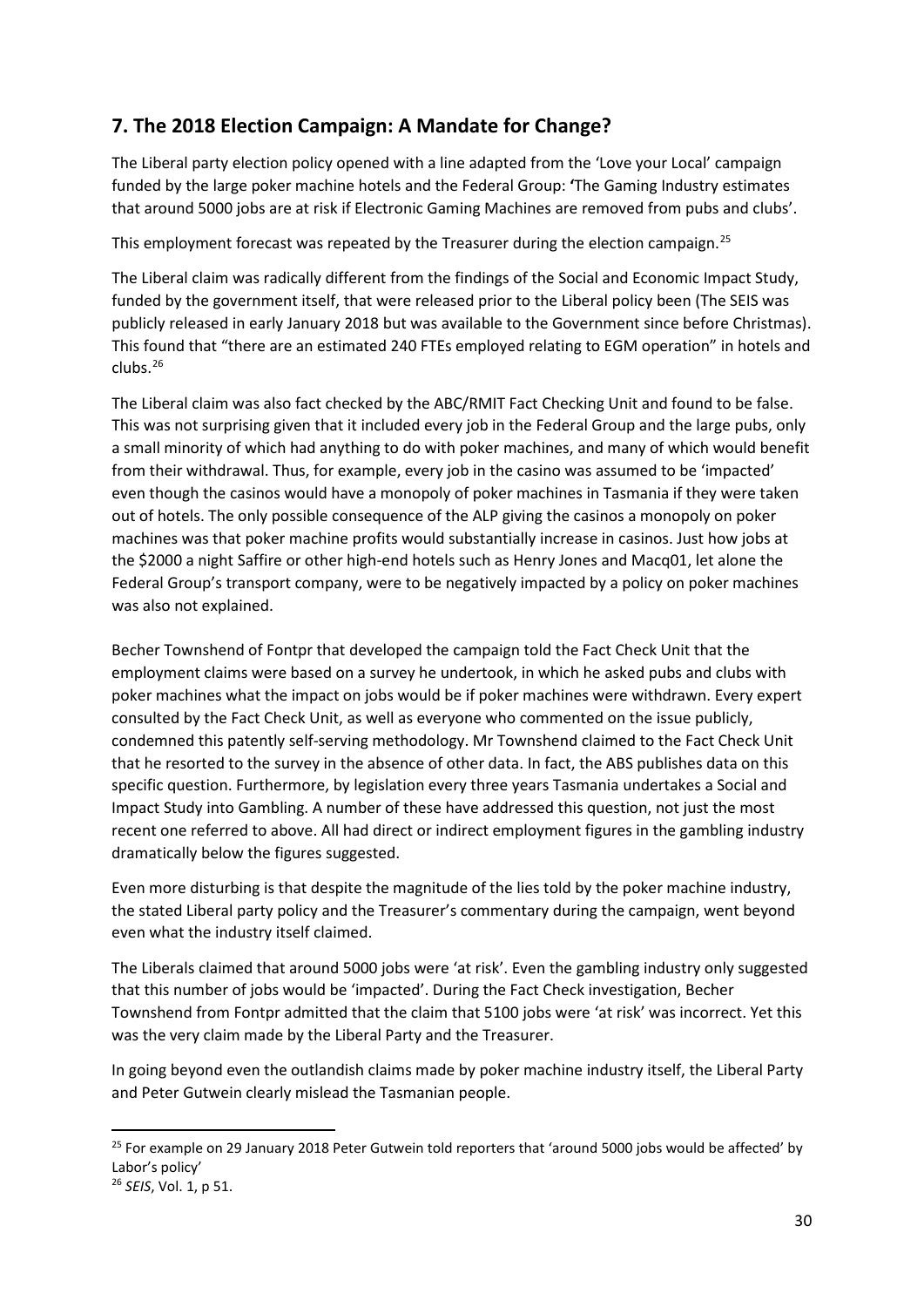## 7. The 2018 Election Campaign: A Mandate for Change?

The Liberal party election policy opened with a line adapted from the 'Love your Local' campaign funded by the large poker machine hotels and the Federal Group: **'**The Gaming Industry estimates that around 5000 jobs are at risk if Electronic Gaming Machines are removed from pubs and clubs'.

This employment forecast was repeated by the Treasurer during the election campaign.[25]

The Liberal claim was radically different from the findings of the Social and Economic Impact Study, funded by the government itself, that were released prior to the Liberal policy been (The SEIS was publicly released in early January 2018 but was available to the Government since before Christmas). This found that "there are an estimated 240 FTEs employed relating to EGM operation" in hotels and clubs.[26]

The Liberal claim was also fact checked by the ABC/RMIT Fact Checking Unit and found to be false. This was not surprising given that it included every job in the Federal Group and the large pubs, only a small minority of which had anything to do with poker machines, and many of which would benefit from their withdrawal. Thus, for example, every job in the casino was assumed to be 'impacted' even though the casinos would have a monopoly of poker machines in Tasmania if they were taken out of hotels. The only possible consequence of the ALP giving the casinos a monopoly on poker machines was that poker machine profits would substantially increase in casinos. Just how jobs at the $2000 a night Saffire or other high-end hotels such as Henry Jones and Macq01, let alone the Federal Group's transport company, were to be negatively impacted by a policy on poker machines was also not explained.

Becher Townshend of Fontpr that developed the campaign told the Fact Check Unit that the employment claims were based on a survey he undertook, in which he asked pubs and clubs with poker machines what the impact on jobs would be if poker machines were withdrawn. Every expert consulted by the Fact Check Unit, as well as everyone who commented on the issue publicly, condemned this patently self-serving methodology. Mr Townshend claimed to the Fact Check Unit that he resorted to the survey in the absence of other data. In fact, the ABS publishes data on this specific question. Furthermore, by legislation every three years Tasmania undertakes a Social and Impact Study into Gambling. A number of these have addressed this question, not just the most recent one referred to above. All had direct or indirect employment figures in the gambling industry dramatically below the figures suggested.

Even more disturbing is that despite the magnitude of the lies told by the poker machine industry, the stated Liberal party policy and the Treasurer's commentary during the campaign, went beyond even what the industry itself claimed.

The Liberals claimed that around 5000 jobs were 'at risk'. Even the gambling industry only suggested that this number of jobs would be 'impacted'. During the Fact Check investigation, Becher Townshend from Fontpr admitted that the claim that 5100 jobs were 'at risk' was incorrect. Yet this was the very claim made by the Liberal Party and the Treasurer.

In going beyond even the outlandish claims made by poker machine industry itself, the Liberal Party and Peter Gutwein clearly mislead the Tasmanian people.

---

[25] For example on 29 January 2018 Peter Gutwein told reporters that 'around 5000 jobs would be affected' by Labor's policy'

[26] *SEIS*, Vol. 1, p 51.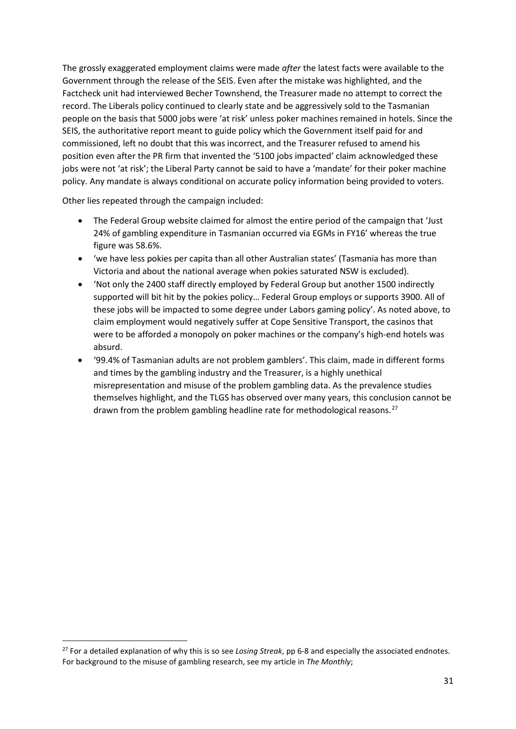The grossly exaggerated employment claims were made *after* the latest facts were available to the Government through the release of the SEIS. Even after the mistake was highlighted, and the Factcheck unit had interviewed Becher Townshend, the Treasurer made no attempt to correct the record. The Liberals policy continued to clearly state and be aggressively sold to the Tasmanian people on the basis that 5000 jobs were 'at risk' unless poker machines remained in hotels. Since the SEIS, the authoritative report meant to guide policy which the Government itself paid for and commissioned, left no doubt that this was incorrect, and the Treasurer refused to amend his position even after the PR firm that invented the '5100 jobs impacted' claim acknowledged these jobs were not 'at risk'; the Liberal Party cannot be said to have a 'mandate' for their poker machine policy. Any mandate is always conditional on accurate policy information being provided to voters.

Other lies repeated through the campaign included:

- The Federal Group website claimed for almost the entire period of the campaign that 'Just 24% of gambling expenditure in Tasmanian occurred via EGMs in FY16' whereas the true figure was 58.6%.
- 'we have less pokies per capita than all other Australian states' (Tasmania has more than Victoria and about the national average when pokies saturated NSW is excluded).
- 'Not only the 2400 staff directly employed by Federal Group but another 1500 indirectly supported will bit hit by the pokies policy… Federal Group employs or supports 3900. All of these jobs will be impacted to some degree under Labors gaming policy'. As noted above, to claim employment would negatively suffer at Cope Sensitive Transport, the casinos that were to be afforded a monopoly on poker machines or the company's high-end hotels was absurd.
- '99.4% of Tasmanian adults are not problem gamblers'. This claim, made in different forms and times by the gambling industry and the Treasurer, is a highly unethical misrepresentation and misuse of the problem gambling data. As the prevalence studies themselves highlight, and the TLGS has observed over many years, this conclusion cannot be drawn from the problem gambling headline rate for methodological reasons.[27]

---

[27] For a detailed explanation of why this is so see *Losing Streak*, pp 6-8 and especially the associated endnotes. For background to the misuse of gambling research, see my article in *The Monthly*;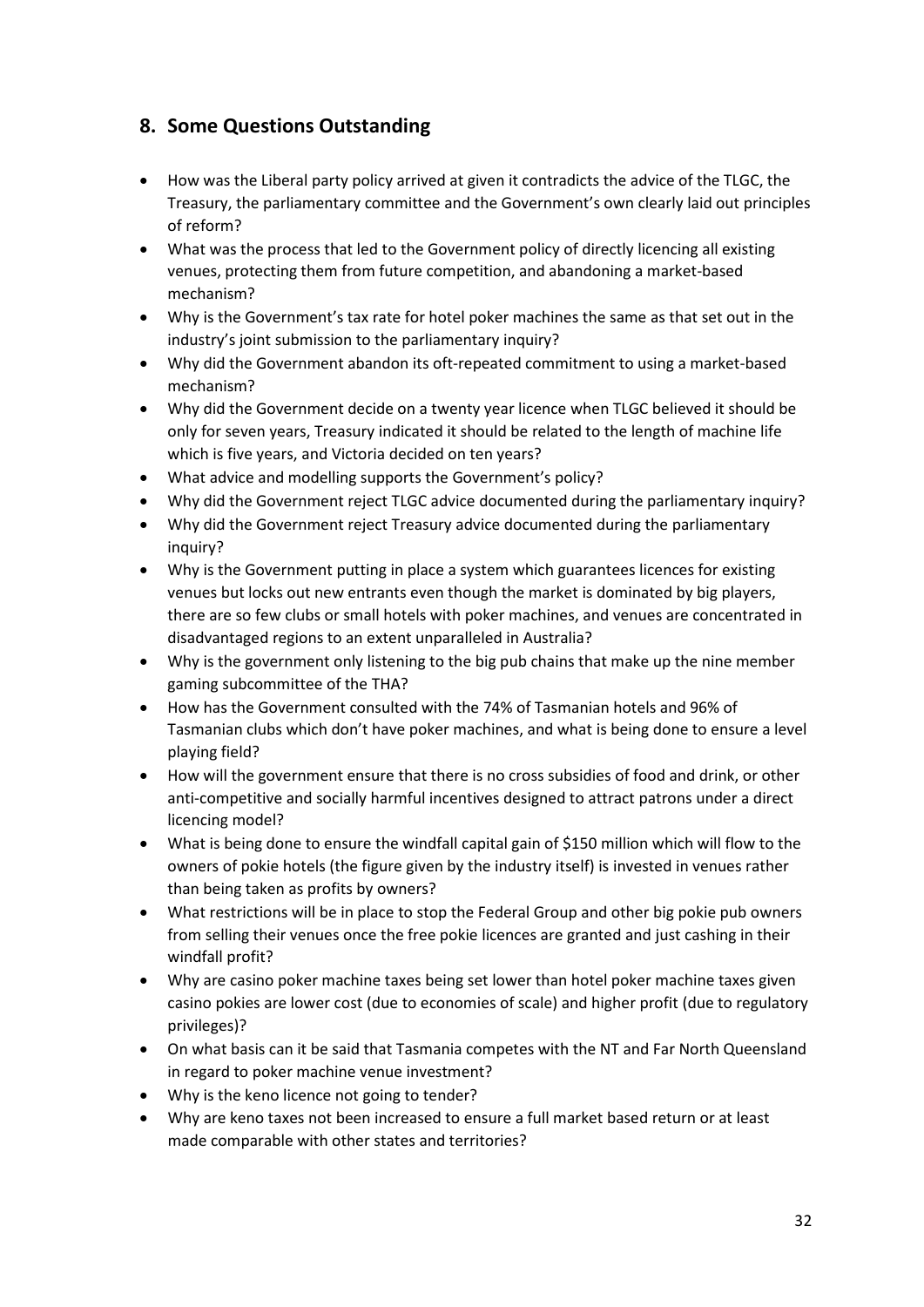## 8. Some Questions Outstanding

- How was the Liberal party policy arrived at given it contradicts the advice of the TLGC, the Treasury, the parliamentary committee and the Government's own clearly laid out principles of reform?
- What was the process that led to the Government policy of directly licencing all existing venues, protecting them from future competition, and abandoning a market-based mechanism?
- Why is the Government's tax rate for hotel poker machines the same as that set out in the industry's joint submission to the parliamentary inquiry?
- Why did the Government abandon its oft-repeated commitment to using a market-based mechanism?
- Why did the Government decide on a twenty year licence when TLGC believed it should be only for seven years, Treasury indicated it should be related to the length of machine life which is five years, and Victoria decided on ten years?
- What advice and modelling supports the Government's policy?
- Why did the Government reject TLGC advice documented during the parliamentary inquiry?
- Why did the Government reject Treasury advice documented during the parliamentary inquiry?
- Why is the Government putting in place a system which guarantees licences for existing venues but locks out new entrants even though the market is dominated by big players, there are so few clubs or small hotels with poker machines, and venues are concentrated in disadvantaged regions to an extent unparalleled in Australia?
- Why is the government only listening to the big pub chains that make up the nine member gaming subcommittee of the THA?
- How has the Government consulted with the 74% of Tasmanian hotels and 96% of Tasmanian clubs which don't have poker machines, and what is being done to ensure a level playing field?
- How will the government ensure that there is no cross subsidies of food and drink, or other anti-competitive and socially harmful incentives designed to attract patrons under a direct licencing model?
- What is being done to ensure the windfall capital gain of $150 million which will flow to the owners of pokie hotels (the figure given by the industry itself) is invested in venues rather than being taken as profits by owners?
- What restrictions will be in place to stop the Federal Group and other big pokie pub owners from selling their venues once the free pokie licences are granted and just cashing in their windfall profit?
- Why are casino poker machine taxes being set lower than hotel poker machine taxes given casino pokies are lower cost (due to economies of scale) and higher profit (due to regulatory privileges)?
- On what basis can it be said that Tasmania competes with the NT and Far North Queensland in regard to poker machine venue investment?
- Why is the keno licence not going to tender?
- Why are keno taxes not been increased to ensure a full market based return or at least made comparable with other states and territories?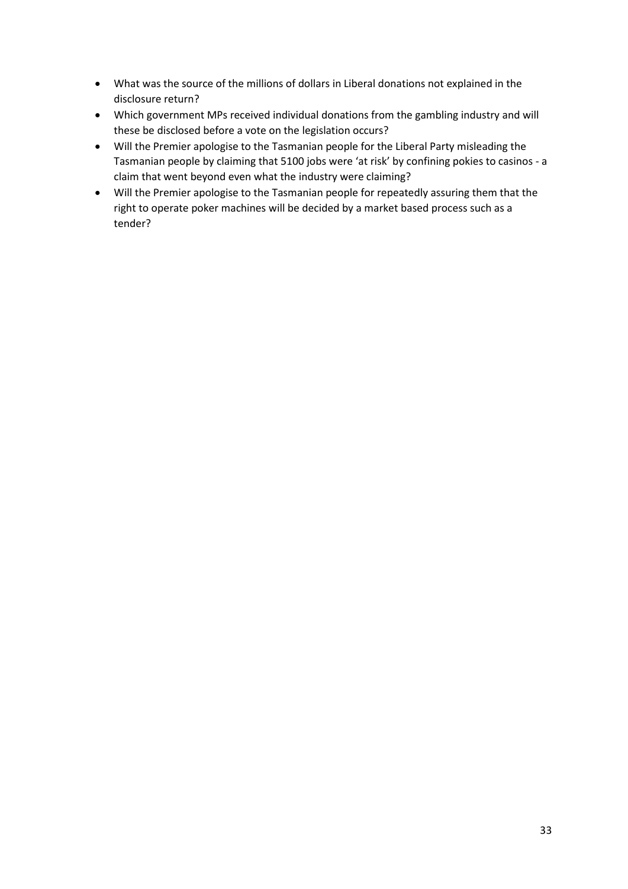- What was the source of the millions of dollars in Liberal donations not explained in the disclosure return?
- Which government MPs received individual donations from the gambling industry and will these be disclosed before a vote on the legislation occurs?
- Will the Premier apologise to the Tasmanian people for the Liberal Party misleading the Tasmanian people by claiming that 5100 jobs were 'at risk' by confining pokies to casinos - a claim that went beyond even what the industry were claiming?
- Will the Premier apologise to the Tasmanian people for repeatedly assuring them that the right to operate poker machines will be decided by a market based process such as a tender?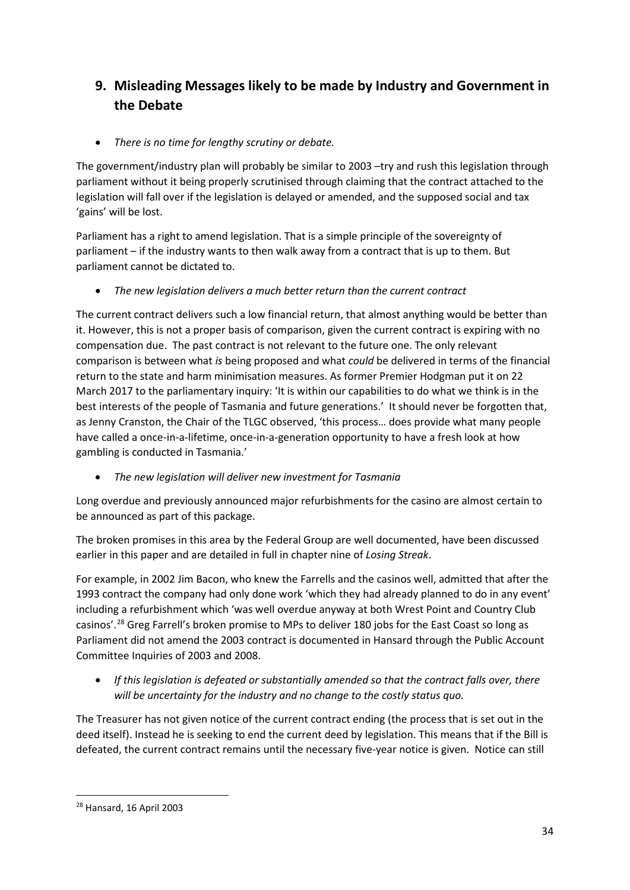## 9. Misleading Messages likely to be made by Industry and Government in the Debate

- *There is no time for lengthy scrutiny or debate.*

The government/industry plan will probably be similar to 2003 –try and rush this legislation through parliament without it being properly scrutinised through claiming that the contract attached to the legislation will fall over if the legislation is delayed or amended, and the supposed social and tax 'gains' will be lost.

Parliament has a right to amend legislation. That is a simple principle of the sovereignty of parliament – if the industry wants to then walk away from a contract that is up to them. But parliament cannot be dictated to.

- *The new legislation delivers a much better return than the current contract*

The current contract delivers such a low financial return, that almost anything would be better than it. However, this is not a proper basis of comparison, given the current contract is expiring with no compensation due. The past contract is not relevant to the future one. The only relevant comparison is between what *is* being proposed and what *could* be delivered in terms of the financial return to the state and harm minimisation measures. As former Premier Hodgman put it on 22 March 2017 to the parliamentary inquiry: 'It is within our capabilities to do what we think is in the best interests of the people of Tasmania and future generations.' It should never be forgotten that, as Jenny Cranston, the Chair of the TLGC observed, 'this process… does provide what many people have called a once-in-a-lifetime, once-in-a-generation opportunity to have a fresh look at how gambling is conducted in Tasmania.'

- *The new legislation will deliver new investment for Tasmania*

Long overdue and previously announced major refurbishments for the casino are almost certain to be announced as part of this package.

The broken promises in this area by the Federal Group are well documented, have been discussed earlier in this paper and are detailed in full in chapter nine of *Losing Streak*.

For example, in 2002 Jim Bacon, who knew the Farrells and the casinos well, admitted that after the 1993 contract the company had only done work 'which they had already planned to do in any event' including a refurbishment which 'was well overdue anyway at both Wrest Point and Country Club casinos'.[28] Greg Farrell's broken promise to MPs to deliver 180 jobs for the East Coast so long as Parliament did not amend the 2003 contract is documented in Hansard through the Public Account Committee Inquiries of 2003 and 2008.

- *If this legislation is defeated or substantially amended so that the contract falls over, there will be uncertainty for the industry and no change to the costly status quo.*

The Treasurer has not given notice of the current contract ending (the process that is set out in the deed itself). Instead he is seeking to end the current deed by legislation. This means that if the Bill is defeated, the current contract remains until the necessary five-year notice is given. Notice can still

[28] Hansard, 16 April 2003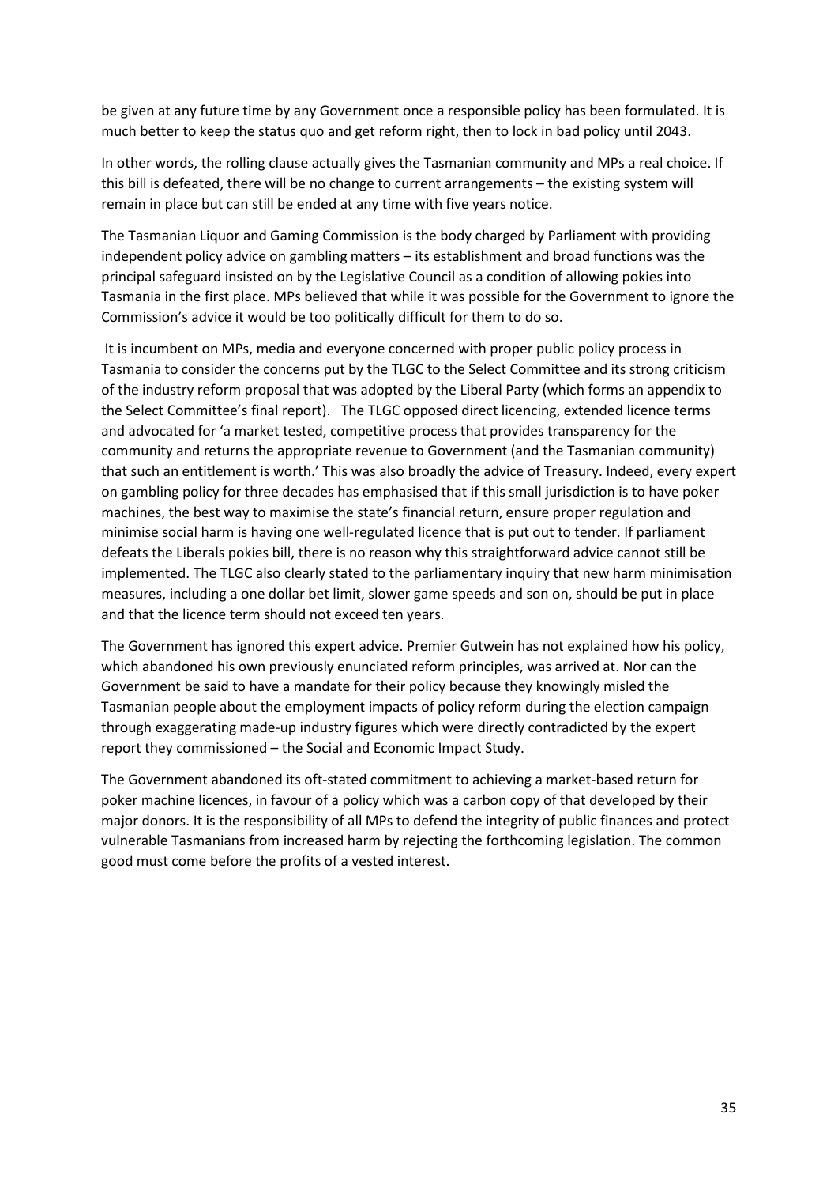be given at any future time by any Government once a responsible policy has been formulated. It is much better to keep the status quo and get reform right, then to lock in bad policy until 2043.

In other words, the rolling clause actually gives the Tasmanian community and MPs a real choice. If this bill is defeated, there will be no change to current arrangements – the existing system will remain in place but can still be ended at any time with five years notice.

The Tasmanian Liquor and Gaming Commission is the body charged by Parliament with providing independent policy advice on gambling matters – its establishment and broad functions was the principal safeguard insisted on by the Legislative Council as a condition of allowing pokies into Tasmania in the first place. MPs believed that while it was possible for the Government to ignore the Commission's advice it would be too politically difficult for them to do so.

It is incumbent on MPs, media and everyone concerned with proper public policy process in Tasmania to consider the concerns put by the TLGC to the Select Committee and its strong criticism of the industry reform proposal that was adopted by the Liberal Party (which forms an appendix to the Select Committee's final report). The TLGC opposed direct licencing, extended licence terms and advocated for 'a market tested, competitive process that provides transparency for the community and returns the appropriate revenue to Government (and the Tasmanian community) that such an entitlement is worth.' This was also broadly the advice of Treasury. Indeed, every expert on gambling policy for three decades has emphasised that if this small jurisdiction is to have poker machines, the best way to maximise the state's financial return, ensure proper regulation and minimise social harm is having one well-regulated licence that is put out to tender. If parliament defeats the Liberals pokies bill, there is no reason why this straightforward advice cannot still be implemented. The TLGC also clearly stated to the parliamentary inquiry that new harm minimisation measures, including a one dollar bet limit, slower game speeds and son on, should be put in place and that the licence term should not exceed ten years.

The Government has ignored this expert advice. Premier Gutwein has not explained how his policy, which abandoned his own previously enunciated reform principles, was arrived at. Nor can the Government be said to have a mandate for their policy because they knowingly misled the Tasmanian people about the employment impacts of policy reform during the election campaign through exaggerating made-up industry figures which were directly contradicted by the expert report they commissioned – the Social and Economic Impact Study.

The Government abandoned its oft-stated commitment to achieving a market-based return for poker machine licences, in favour of a policy which was a carbon copy of that developed by their major donors. It is the responsibility of all MPs to defend the integrity of public finances and protect vulnerable Tasmanians from increased harm by rejecting the forthcoming legislation. The common good must come before the profits of a vested interest.